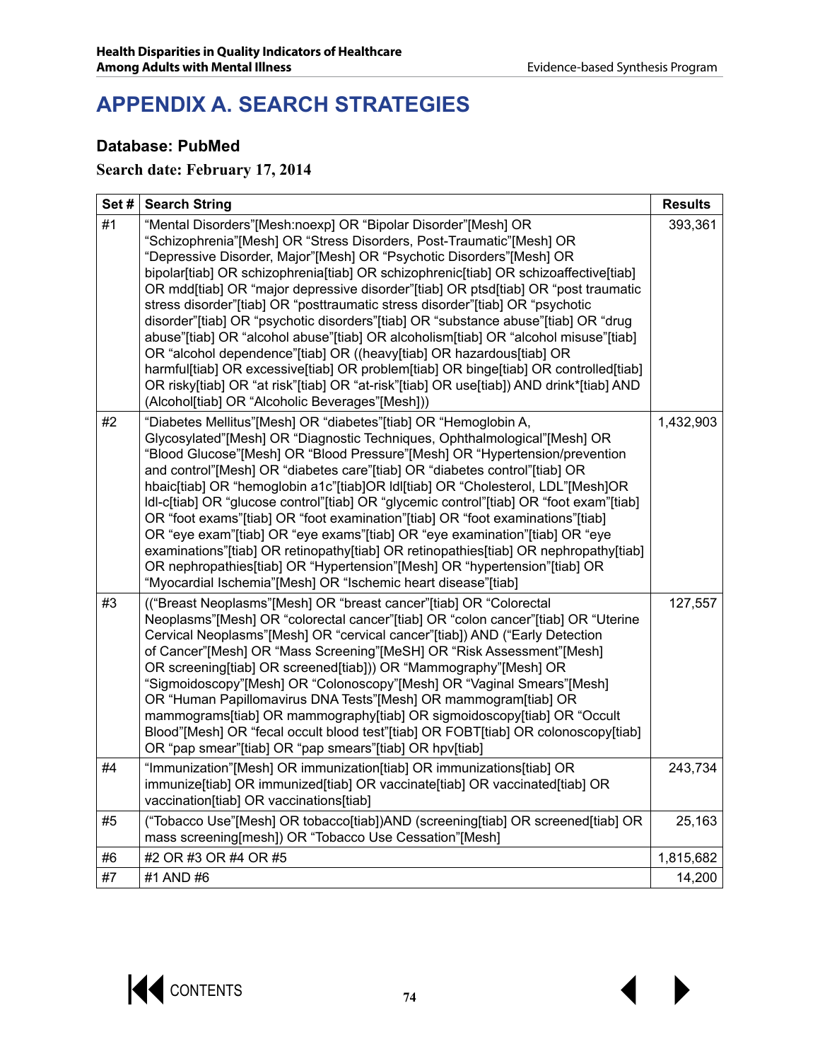# APPENDIX A. SEARCH STRATEGIES

### Database: PubMed

**Search date: February 17, 2014**

| Set # | Search String | Results |
|---|---|---|
| #1 | "Mental Disorders"[Mesh:noexp] OR "Bipolar Disorder"[Mesh] OR "Schizophrenia"[Mesh] OR "Stress Disorders, Post-Traumatic"[Mesh] OR "Depressive Disorder, Major"[Mesh] OR "Psychotic Disorders"[Mesh] OR bipolar[tiab] OR schizophrenia[tiab] OR schizophrenic[tiab] OR schizoaffective[tiab] OR mdd[tiab] OR "major depressive disorder"[tiab] OR ptsd[tiab] OR "post traumatic stress disorder"[tiab] OR "posttraumatic stress disorder"[tiab] OR "psychotic disorder"[tiab] OR "psychotic disorders"[tiab] OR "substance abuse"[tiab] OR "drug abuse"[tiab] OR "alcohol abuse"[tiab] OR alcoholism[tiab] OR "alcohol misuse"[tiab] OR "alcohol dependence"[tiab] OR ((heavy[tiab] OR hazardous[tiab] OR harmful[tiab] OR excessive[tiab] OR problem[tiab] OR binge[tiab] OR controlled[tiab] OR risky[tiab] OR "at risk"[tiab] OR "at-risk"[tiab] OR use[tiab]) AND drink*[tiab] AND (Alcohol[tiab] OR "Alcoholic Beverages"[Mesh])) | 393,361 |
| #2 | "Diabetes Mellitus"[Mesh] OR "diabetes"[tiab] OR "Hemoglobin A, Glycosylated"[Mesh] OR "Diagnostic Techniques, Ophthalmological"[Mesh] OR "Blood Glucose"[Mesh] OR "Blood Pressure"[Mesh] OR "Hypertension/prevention and control"[Mesh] OR "diabetes care"[tiab] OR "diabetes control"[tiab] OR hbaic[tiab] OR "hemoglobin a1c"[tiab]OR ldl[tiab] OR "Cholesterol, LDL"[Mesh]OR ldl-c[tiab] OR "glucose control"[tiab] OR "glycemic control"[tiab] OR "foot exam"[tiab] OR "foot exams"[tiab] OR "foot examination"[tiab] OR "foot examinations"[tiab] OR "eye exam"[tiab] OR "eye exams"[tiab] OR "eye examination"[tiab] OR "eye examinations"[tiab] OR retinopathy[tiab] OR retinopathies[tiab] OR nephropathy[tiab] OR nephropathies[tiab] OR "Hypertension"[Mesh] OR "hypertension"[tiab] OR "Myocardial Ischemia"[Mesh] OR "Ischemic heart disease"[tiab] | 1,432,903 |
| #3 | (("Breast Neoplasms"[Mesh] OR "breast cancer"[tiab] OR "Colorectal Neoplasms"[Mesh] OR "colorectal cancer"[tiab] OR "colon cancer"[tiab] OR "Uterine Cervical Neoplasms"[Mesh] OR "cervical cancer"[tiab]) AND ("Early Detection of Cancer"[Mesh] OR "Mass Screening"[MeSH] OR "Risk Assessment"[Mesh] OR screening[tiab] OR screened[tiab])) OR "Mammography"[Mesh] OR "Sigmoidoscopy"[Mesh] OR "Colonoscopy"[Mesh] OR "Vaginal Smears"[Mesh] OR "Human Papillomavirus DNA Tests"[Mesh] OR mammogram[tiab] OR mammograms[tiab] OR mammography[tiab] OR sigmoidoscopy[tiab] OR "Occult Blood"[Mesh] OR "fecal occult blood test"[tiab] OR FOBT[tiab] OR colonoscopy[tiab] OR "pap smear"[tiab] OR "pap smears"[tiab] OR hpv[tiab] | 127,557 |
| #4 | "Immunization"[Mesh] OR immunization[tiab] OR immunizations[tiab] OR immunize[tiab] OR immunized[tiab] OR vaccinate[tiab] OR vaccinated[tiab] OR vaccination[tiab] OR vaccinations[tiab] | 243,734 |
| #5 | ("Tobacco Use"[Mesh] OR tobacco[tiab])AND (screening[tiab] OR screened[tiab] OR mass screening[mesh]) OR "Tobacco Use Cessation"[Mesh] | 25,163 |
| #6 | #2 OR #3 OR #4 OR #5 | 1,815,682 |
| #7 | #1 AND #6 | 14,200 |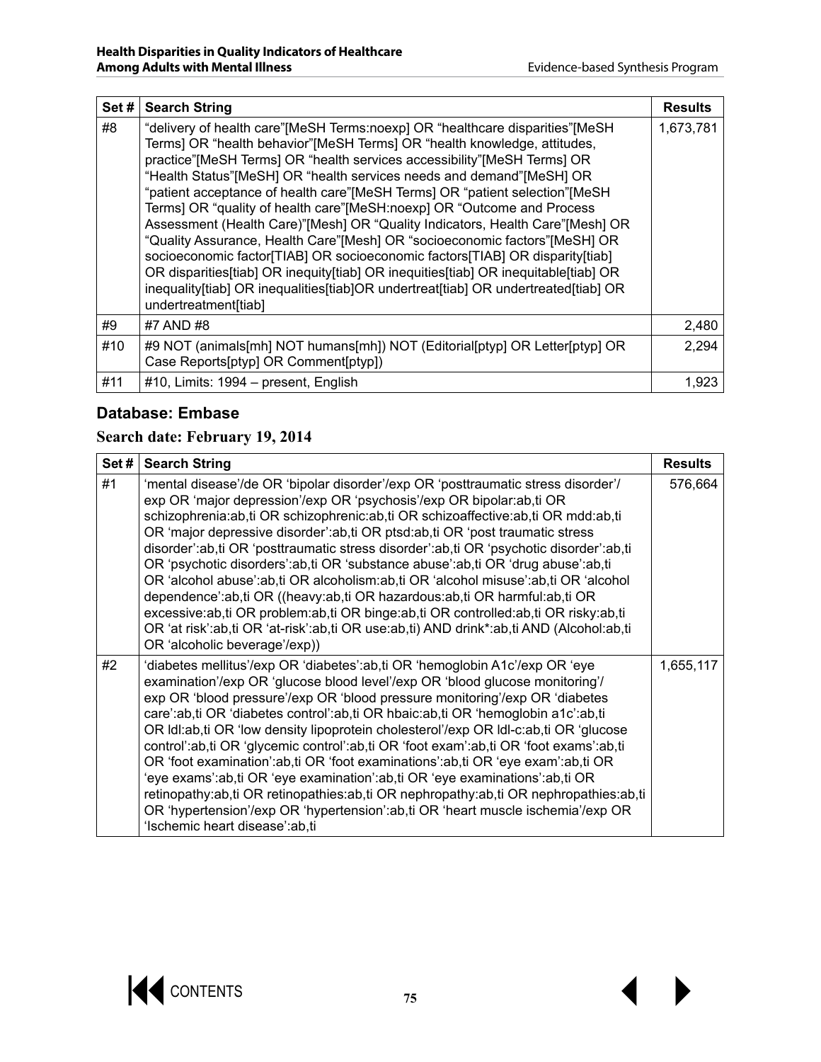| Set # | Search String | Results |
| --- | --- | --- |
| #8 | "delivery of health care"[MeSH Terms:noexp] OR "healthcare disparities"[MeSH Terms] OR "health behavior"[MeSH Terms] OR "health knowledge, attitudes, practice"[MeSH Terms] OR "health services accessibility"[MeSH Terms] OR "Health Status"[MeSH] OR "health services needs and demand"[MeSH] OR "patient acceptance of health care"[MeSH Terms] OR "patient selection"[MeSH Terms] OR "quality of health care"[MeSH:noexp] OR "Outcome and Process Assessment (Health Care)"[Mesh] OR "Quality Indicators, Health Care"[Mesh] OR "Quality Assurance, Health Care"[Mesh] OR "socioeconomic factors"[MeSH] OR socioeconomic factor[TIAB] OR socioeconomic factors[TIAB] OR disparity[tiab] OR disparities[tiab] OR inequity[tiab] OR inequities[tiab] OR inequitable[tiab] OR inequality[tiab] OR inequalities[tiab]OR undertreat[tiab] OR undertreated[tiab] OR undertreatment[tiab] | 1,673,781 |
| #9 | #7 AND #8 | 2,480 |
| #10 | #9 NOT (animals[mh] NOT humans[mh]) NOT (Editorial[ptyp] OR Letter[ptyp] OR Case Reports[ptyp] OR Comment[ptyp]) | 2,294 |
| #11 | #10, Limits: 1994 – present, English | 1,923 |

### Database: Embase

**Search date: February 19, 2014**

| Set # | Search String | Results |
| --- | --- | --- |
| #1 | 'mental disease'/de OR 'bipolar disorder'/exp OR 'posttraumatic stress disorder'/exp OR 'major depression'/exp OR 'psychosis'/exp OR bipolar:ab,ti OR schizophrenia:ab,ti OR schizophrenic:ab,ti OR schizoaffective:ab,ti OR mdd:ab,ti OR 'major depressive disorder':ab,ti OR ptsd:ab,ti OR 'post traumatic stress disorder':ab,ti OR 'posttraumatic stress disorder':ab,ti OR 'psychotic disorder':ab,ti OR 'psychotic disorders':ab,ti OR 'substance abuse':ab,ti OR 'drug abuse':ab,ti OR 'alcohol abuse':ab,ti OR alcoholism:ab,ti OR 'alcohol misuse':ab,ti OR 'alcohol dependence':ab,ti OR ((heavy:ab,ti OR hazardous:ab,ti OR harmful:ab,ti OR excessive:ab,ti OR problem:ab,ti OR binge:ab,ti OR controlled:ab,ti OR risky:ab,ti OR 'at risk':ab,ti OR 'at-risk':ab,ti OR use:ab,ti) AND drink*:ab,ti AND (Alcohol:ab,ti OR 'alcoholic beverage'/exp)) | 576,664 |
| #2 | 'diabetes mellitus'/exp OR 'diabetes':ab,ti OR 'hemoglobin A1c'/exp OR 'eye examination'/exp OR 'glucose blood level'/exp OR 'blood glucose monitoring'/exp OR 'blood pressure'/exp OR 'blood pressure monitoring'/exp OR 'diabetes care':ab,ti OR 'diabetes control':ab,ti OR hbaic:ab,ti OR 'hemoglobin a1c':ab,ti OR ldl:ab,ti OR 'low density lipoprotein cholesterol'/exp OR ldl-c:ab,ti OR 'glucose control':ab,ti OR 'glycemic control':ab,ti OR 'foot exam':ab,ti OR 'foot exams':ab,ti OR 'foot examination':ab,ti OR 'foot examinations':ab,ti OR 'eye exam':ab,ti OR 'eye exams':ab,ti OR 'eye examination':ab,ti OR 'eye examinations':ab,ti OR retinopathy:ab,ti OR retinopathies:ab,ti OR nephropathy:ab,ti OR nephropathies:ab,ti OR 'hypertension'/exp OR 'hypertension':ab,ti OR 'heart muscle ischemia'/exp OR 'Ischemic heart disease':ab,ti | 1,655,117 |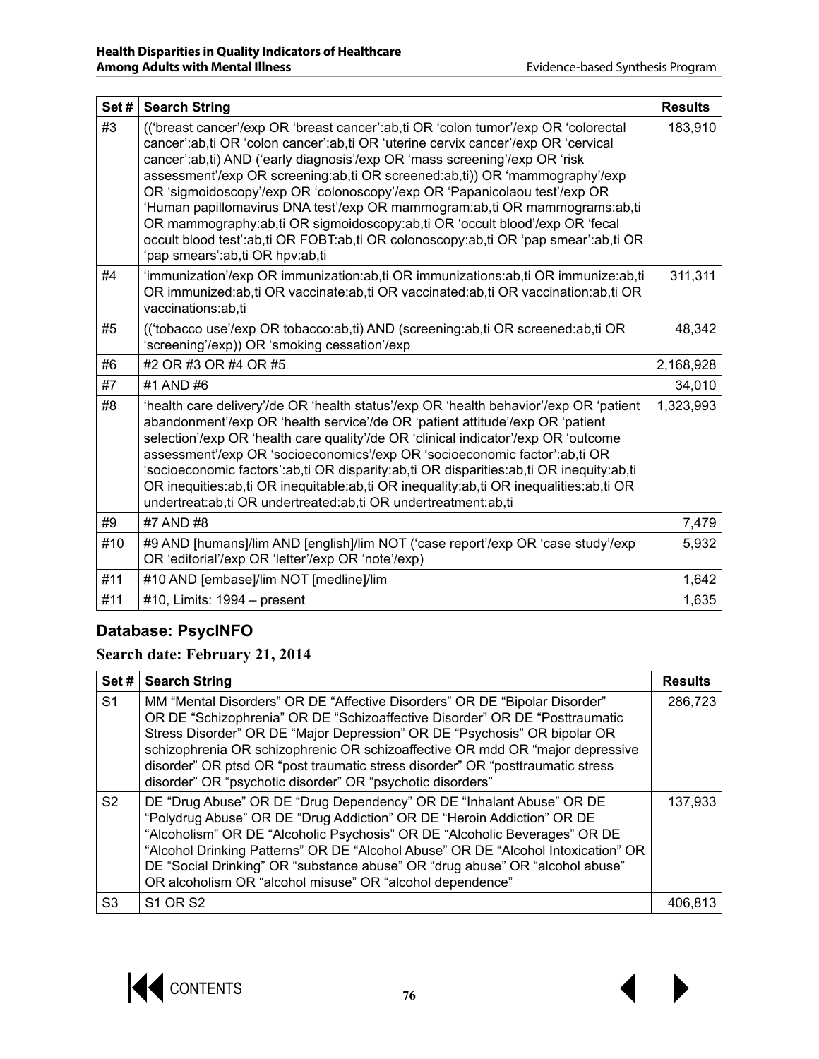| Set # | Search String | Results |
|---|---|---|
| #3 | (('breast cancer'/exp OR 'breast cancer':ab,ti OR 'colon tumor'/exp OR 'colorectal cancer':ab,ti OR 'colon cancer':ab,ti OR 'uterine cervix cancer'/exp OR 'cervical cancer':ab,ti) AND ('early diagnosis'/exp OR 'mass screening'/exp OR 'risk assessment'/exp OR screening:ab,ti OR screened:ab,ti)) OR 'mammography'/exp OR 'sigmoidoscopy'/exp OR 'colonoscopy'/exp OR 'Papanicolaou test'/exp OR 'Human papillomavirus DNA test'/exp OR mammogram:ab,ti OR mammograms:ab,ti OR mammography:ab,ti OR sigmoidoscopy:ab,ti OR 'occult blood'/exp OR 'fecal occult blood test':ab,ti OR FOBT:ab,ti OR colonoscopy:ab,ti OR 'pap smear':ab,ti OR 'pap smears':ab,ti OR hpv:ab,ti | 183,910 |
| #4 | 'immunization'/exp OR immunization:ab,ti OR immunizations:ab,ti OR immunize:ab,ti OR immunized:ab,ti OR vaccinate:ab,ti OR vaccinated:ab,ti OR vaccination:ab,ti OR vaccinations:ab,ti | 311,311 |
| #5 | (('tobacco use'/exp OR tobacco:ab,ti) AND (screening:ab,ti OR screened:ab,ti OR 'screening'/exp)) OR 'smoking cessation'/exp | 48,342 |
| #6 | #2 OR #3 OR #4 OR #5 | 2,168,928 |
| #7 | #1 AND #6 | 34,010 |
| #8 | 'health care delivery'/de OR 'health status'/exp OR 'health behavior'/exp OR 'patient abandonment'/exp OR 'health service'/de OR 'patient attitude'/exp OR 'patient selection'/exp OR 'health care quality'/de OR 'clinical indicator'/exp OR 'outcome assessment'/exp OR 'socioeconomics'/exp OR 'socioeconomic factor':ab,ti OR 'socioeconomic factors':ab,ti OR disparity:ab,ti OR disparities:ab,ti OR inequity:ab,ti OR inequities:ab,ti OR inequitable:ab,ti OR inequality:ab,ti OR inequalities:ab,ti OR undertreat:ab,ti OR undertreated:ab,ti OR undertreatment:ab,ti | 1,323,993 |
| #9 | #7 AND #8 | 7,479 |
| #10 | #9 AND [humans]/lim AND [english]/lim NOT ('case report'/exp OR 'case study'/exp OR 'editorial'/exp OR 'letter'/exp OR 'note'/exp) | 5,932 |
| #11 | #10 AND [embase]/lim NOT [medline]/lim | 1,642 |
| #11 | #10, Limits: 1994 – present | 1,635 |

## Database: PsycINFO

### Search date: February 21, 2014

| Set # | Search String | Results |
|---|---|---|
| S1 | MM "Mental Disorders" OR DE "Affective Disorders" OR DE "Bipolar Disorder" OR DE "Schizophrenia" OR DE "Schizoaffective Disorder" OR DE "Posttraumatic Stress Disorder" OR DE "Major Depression" OR DE "Psychosis" OR bipolar OR schizophrenia OR schizophrenic OR schizoaffective OR mdd OR "major depressive disorder" OR ptsd OR "post traumatic stress disorder" OR "posttraumatic stress disorder" OR "psychotic disorder" OR "psychotic disorders" | 286,723 |
| S2 | DE "Drug Abuse" OR DE "Drug Dependency" OR DE "Inhalant Abuse" OR DE "Polydrug Abuse" OR DE "Drug Addiction" OR DE "Heroin Addiction" OR DE "Alcoholism" OR DE "Alcoholic Psychosis" OR DE "Alcoholic Beverages" OR DE "Alcohol Drinking Patterns" OR DE "Alcohol Abuse" OR DE "Alcohol Intoxication" OR DE "Social Drinking" OR "substance abuse" OR "drug abuse" OR "alcohol abuse" OR alcoholism OR "alcohol misuse" OR "alcohol dependence" | 137,933 |
| S3 | S1 OR S2 | 406,813 |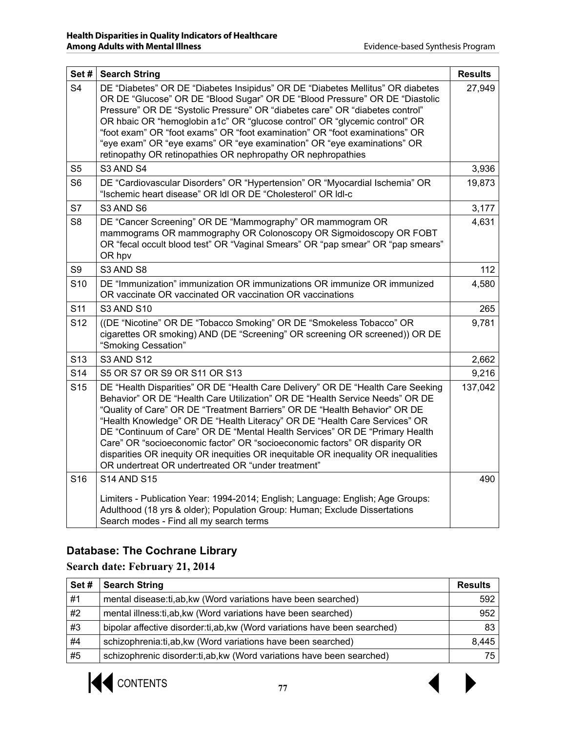| Set # | Search String | Results |
|---|---|---|
| S4 | DE "Diabetes" OR DE "Diabetes Insipidus" OR DE "Diabetes Mellitus" OR diabetes OR DE "Glucose" OR DE "Blood Sugar" OR DE "Blood Pressure" OR DE "Diastolic Pressure" OR DE "Systolic Pressure" OR "diabetes care" OR "diabetes control" OR hbaic OR "hemoglobin a1c" OR "glucose control" OR "glycemic control" OR "foot exam" OR "foot exams" OR "foot examination" OR "foot examinations" OR "eye exam" OR "eye exams" OR "eye examination" OR "eye examinations" OR retinopathy OR retinopathies OR nephropathy OR nephropathies | 27,949 |
| S5 | S3 AND S4 | 3,936 |
| S6 | DE "Cardiovascular Disorders" OR "Hypertension" OR "Myocardial Ischemia" OR "Ischemic heart disease" OR ldl OR DE "Cholesterol" OR ldl-c | 19,873 |
| S7 | S3 AND S6 | 3,177 |
| S8 | DE "Cancer Screening" OR DE "Mammography" OR mammogram OR mammograms OR mammography OR Colonoscopy OR Sigmoidoscopy OR FOBT OR "fecal occult blood test" OR "Vaginal Smears" OR "pap smear" OR "pap smears" OR hpv | 4,631 |
| S9 | S3 AND S8 | 112 |
| S10 | DE "Immunization" immunization OR immunizations OR immunize OR immunized OR vaccinate OR vaccinated OR vaccination OR vaccinations | 4,580 |
| S11 | S3 AND S10 | 265 |
| S12 | ((DE "Nicotine" OR DE "Tobacco Smoking" OR DE "Smokeless Tobacco" OR cigarettes OR smoking) AND (DE "Screening" OR screening OR screened)) OR DE "Smoking Cessation" | 9,781 |
| S13 | S3 AND S12 | 2,662 |
| S14 | S5 OR S7 OR S9 OR S11 OR S13 | 9,216 |
| S15 | DE "Health Disparities" OR DE "Health Care Delivery" OR DE "Health Care Seeking Behavior" OR DE "Health Care Utilization" OR DE "Health Service Needs" OR DE "Quality of Care" OR DE "Treatment Barriers" OR DE "Health Behavior" OR DE "Health Knowledge" OR DE "Health Literacy" OR DE "Health Care Services" OR DE "Continuum of Care" OR DE "Mental Health Services" OR DE "Primary Health Care" OR "socioeconomic factor" OR "socioeconomic factors" OR disparity OR disparities OR inequity OR inequities OR inequitable OR inequality OR inequalities OR undertreat OR undertreated OR "under treatment" | 137,042 |
| S16 | S14 AND S15<br><br>Limiters - Publication Year: 1994-2014; English; Language: English; Age Groups: Adulthood (18 yrs & older); Population Group: Human; Exclude Dissertations<br>Search modes - Find all my search terms | 490 |

### Database: The Cochrane Library

**Search date: February 21, 2014**

| Set # | Search String | Results |
|---|---|---|
| #1 | mental disease:ti,ab,kw (Word variations have been searched) | 592 |
| #2 | mental illness:ti,ab,kw (Word variations have been searched) | 952 |
| #3 | bipolar affective disorder:ti,ab,kw (Word variations have been searched) | 83 |
| #4 | schizophrenia:ti,ab,kw (Word variations have been searched) | 8,445 |
| #5 | schizophrenic disorder:ti,ab,kw (Word variations have been searched) | 75 |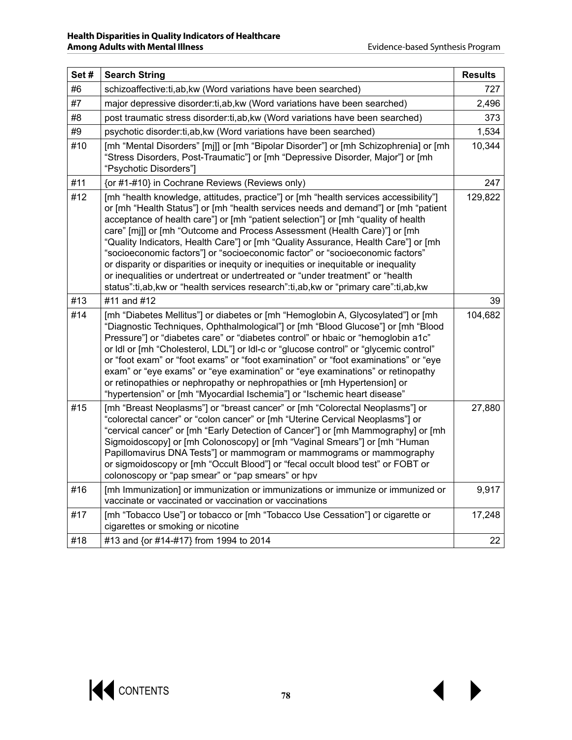| Set # | Search String | Results |
|---|---|---|
| #6 | schizoaffective:ti,ab,kw (Word variations have been searched) | 727 |
| #7 | major depressive disorder:ti,ab,kw (Word variations have been searched) | 2,496 |
| #8 | post traumatic stress disorder:ti,ab,kw (Word variations have been searched) | 373 |
| #9 | psychotic disorder:ti,ab,kw (Word variations have been searched) | 1,534 |
| #10 | [mh "Mental Disorders" [mj]] or [mh "Bipolar Disorder"] or [mh Schizophrenia] or [mh "Stress Disorders, Post-Traumatic"] or [mh "Depressive Disorder, Major"] or [mh "Psychotic Disorders"] | 10,344 |
| #11 | {or #1-#10} in Cochrane Reviews (Reviews only) | 247 |
| #12 | [mh "health knowledge, attitudes, practice"] or [mh "health services accessibility"] or [mh "Health Status"] or [mh "health services needs and demand"] or [mh "patient acceptance of health care"] or [mh "patient selection"] or [mh "quality of health care" [mj]] or [mh "Outcome and Process Assessment (Health Care)"] or [mh "Quality Indicators, Health Care"] or [mh "Quality Assurance, Health Care"] or [mh "socioeconomic factors"] or "socioeconomic factor" or "socioeconomic factors" or disparity or disparities or inequity or inequities or inequitable or inequality or inequalities or undertreat or undertreated or "under treatment" or "health status":ti,ab,kw or "health services research":ti,ab,kw or "primary care":ti,ab,kw | 129,822 |
| #13 | #11 and #12 | 39 |
| #14 | [mh "Diabetes Mellitus"] or diabetes or [mh "Hemoglobin A, Glycosylated"] or [mh "Diagnostic Techniques, Ophthalmological"] or [mh "Blood Glucose"] or [mh "Blood Pressure"] or "diabetes care" or "diabetes control" or hbaic or "hemoglobin a1c" or ldl or [mh "Cholesterol, LDL"] or ldl-c or "glucose control" or "glycemic control" or "foot exam" or "foot exams" or "foot examination" or "foot examinations" or "eye exam" or "eye exams" or "eye examination" or "eye examinations" or retinopathy or retinopathies or nephropathy or nephropathies or [mh Hypertension] or "hypertension" or [mh "Myocardial Ischemia"] or "Ischemic heart disease" | 104,682 |
| #15 | [mh "Breast Neoplasms"] or "breast cancer" or [mh "Colorectal Neoplasms"] or "colorectal cancer" or "colon cancer" or [mh "Uterine Cervical Neoplasms"] or "cervical cancer" or [mh "Early Detection of Cancer"] or [mh Mammography] or [mh Sigmoidoscopy] or [mh Colonoscopy] or [mh "Vaginal Smears"] or [mh "Human Papillomavirus DNA Tests"] or mammogram or mammograms or mammography or sigmoidoscopy or [mh "Occult Blood"] or "fecal occult blood test" or FOBT or colonoscopy or "pap smear" or "pap smears" or hpv | 27,880 |
| #16 | [mh Immunization] or immunization or immunizations or immunize or immunized or vaccinate or vaccinated or vaccination or vaccinations | 9,917 |
| #17 | [mh "Tobacco Use"] or tobacco or [mh "Tobacco Use Cessation"] or cigarette or cigarettes or smoking or nicotine | 17,248 |
| #18 | #13 and {or #14-#17} from 1994 to 2014 | 22 |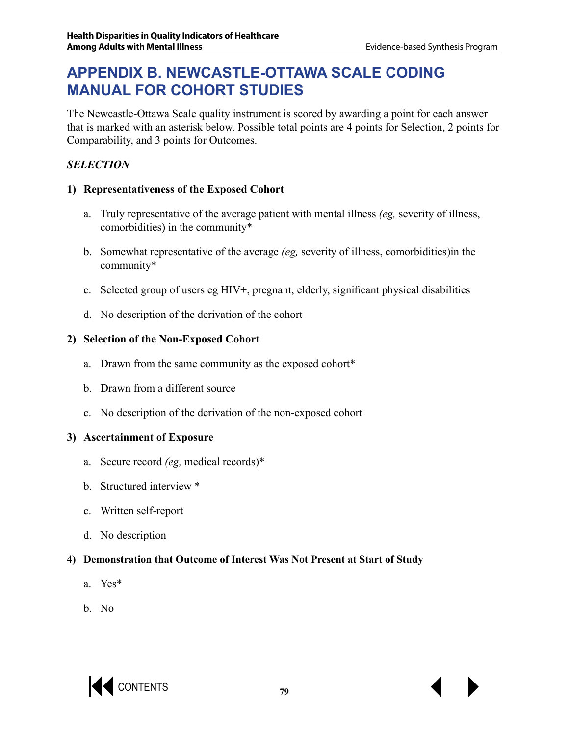# APPENDIX B. NEWCASTLE-OTTAWA SCALE CODING MANUAL FOR COHORT STUDIES

The Newcastle-Ottawa Scale quality instrument is scored by awarding a point for each answer that is marked with an asterisk below. Possible total points are 4 points for Selection, 2 points for Comparability, and 3 points for Outcomes.

***SELECTION***

**1) Representativeness of the Exposed Cohort**

a. Truly representative of the average patient with mental illness *(eg,* severity of illness, comorbidities) in the community*

b. Somewhat representative of the average *(eg,* severity of illness, comorbidities)in the community*

c. Selected group of users eg HIV+, pregnant, elderly, significant physical disabilities

d. No description of the derivation of the cohort

**2) Selection of the Non-Exposed Cohort**

a. Drawn from the same community as the exposed cohort*

b. Drawn from a different source

c. No description of the derivation of the non-exposed cohort

**3) Ascertainment of Exposure**

a. Secure record *(eg,* medical records)*

b. Structured interview *

c. Written self-report

d. No description

**4) Demonstration that Outcome of Interest Was Not Present at Start of Study**

a. Yes*

b. No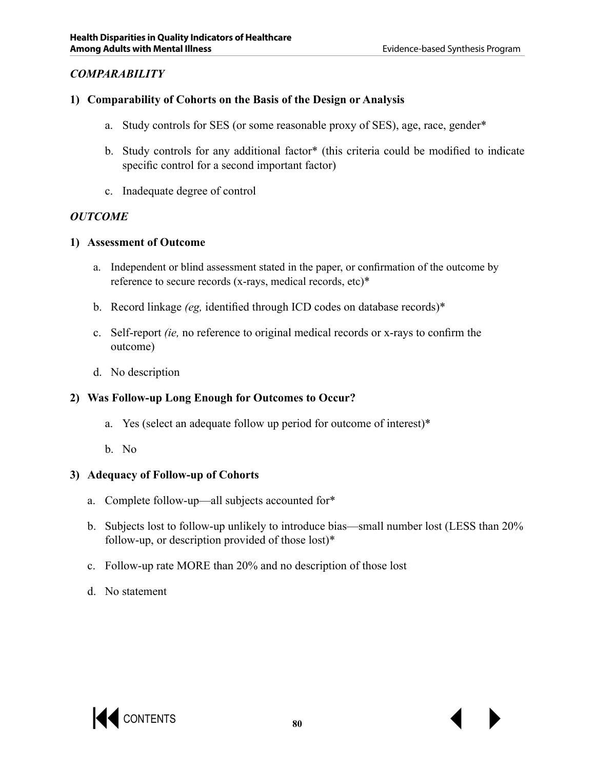***COMPARABILITY***

**1) Comparability of Cohorts on the Basis of the Design or Analysis**

a. Study controls for SES (or some reasonable proxy of SES), age, race, gender*

b. Study controls for any additional factor* (this criteria could be modified to indicate specific control for a second important factor)

c. Inadequate degree of control

***OUTCOME***

**1) Assessment of Outcome**

a. Independent or blind assessment stated in the paper, or confirmation of the outcome by reference to secure records (x-rays, medical records, etc)*

b. Record linkage *(eg,* identified through ICD codes on database records)*

c. Self-report *(ie,* no reference to original medical records or x-rays to confirm the outcome)

d. No description

**2) Was Follow-up Long Enough for Outcomes to Occur?**

a. Yes (select an adequate follow up period for outcome of interest)*

b. No

**3) Adequacy of Follow-up of Cohorts**

a. Complete follow-up—all subjects accounted for*

b. Subjects lost to follow-up unlikely to introduce bias—small number lost (LESS than 20% follow-up, or description provided of those lost)*

c. Follow-up rate MORE than 20% and no description of those lost

d. No statement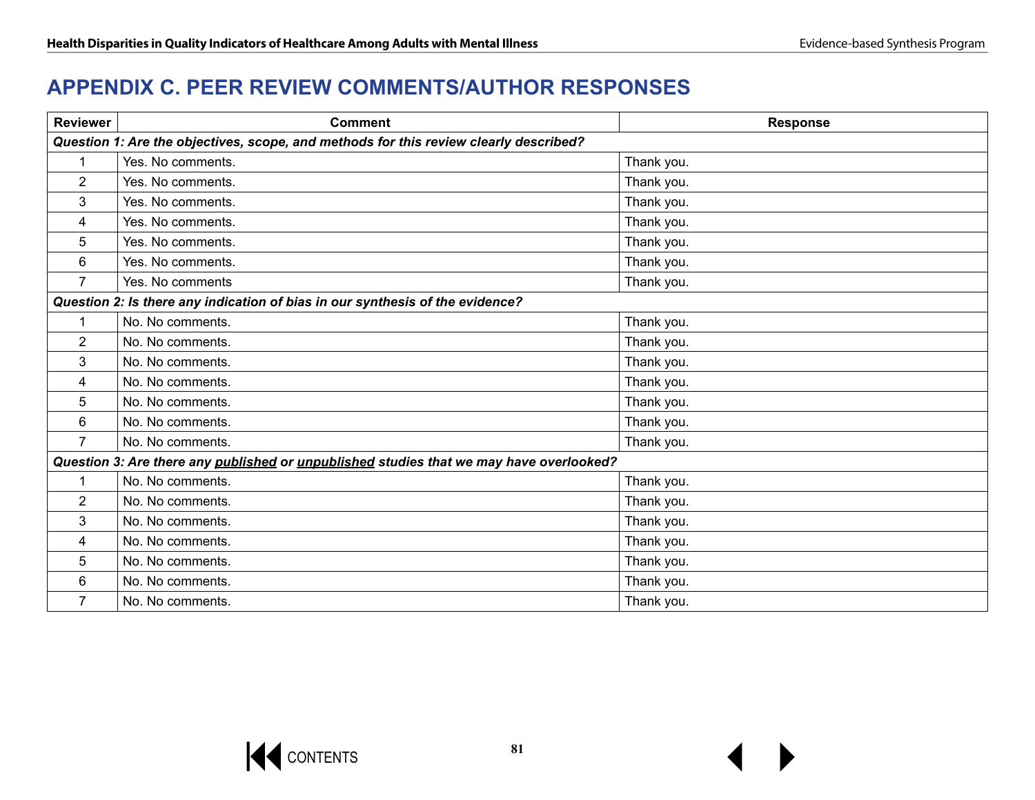# APPENDIX C. PEER REVIEW COMMENTS/AUTHOR RESPONSES

| Reviewer | Comment | Response |
|---|---|---|
| ***Question 1: Are the objectives, scope, and methods for this review clearly described?*** | | |
| 1 | Yes. No comments. | Thank you. |
| 2 | Yes. No comments. | Thank you. |
| 3 | Yes. No comments. | Thank you. |
| 4 | Yes. No comments. | Thank you. |
| 5 | Yes. No comments. | Thank you. |
| 6 | Yes. No comments. | Thank you. |
| 7 | Yes. No comments | Thank you. |
| ***Question 2: Is there any indication of bias in our synthesis of the evidence?*** | | |
| 1 | No. No comments. | Thank you. |
| 2 | No. No comments. | Thank you. |
| 3 | No. No comments. | Thank you. |
| 4 | No. No comments. | Thank you. |
| 5 | No. No comments. | Thank you. |
| 6 | No. No comments. | Thank you. |
| 7 | No. No comments. | Thank you. |
| ***Question 3: Are there any <u>published</u> or <u>unpublished</u> studies that we may have overlooked?*** | | |
| 1 | No. No comments. | Thank you. |
| 2 | No. No comments. | Thank you. |
| 3 | No. No comments. | Thank you. |
| 4 | No. No comments. | Thank you. |
| 5 | No. No comments. | Thank you. |
| 6 | No. No comments. | Thank you. |
| 7 | No. No comments. | Thank you. |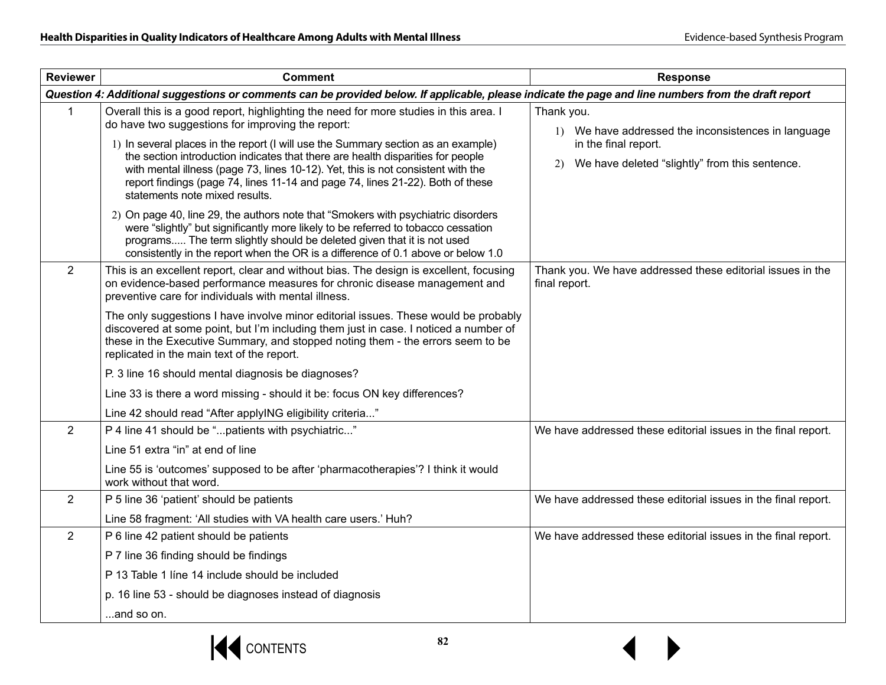| Reviewer | Comment | Response |
|---|---|---|
| ***Question 4: Additional suggestions or comments can be provided below. If applicable, please indicate the page and line numbers from the draft report*** | | |
| 1 | Overall this is a good report, highlighting the need for more studies in this area. I do have two suggestions for improving the report:<br>1) In several places in the report (I will use the Summary section as an example) the section introduction indicates that there are health disparities for people with mental illness (page 73, lines 10-12). Yet, this is not consistent with the report findings (page 74, lines 11-14 and page 74, lines 21-22). Both of these statements note mixed results.<br>2) On page 40, line 29, the authors note that "Smokers with psychiatric disorders were "slightly" but significantly more likely to be referred to tobacco cessation programs..... The term slightly should be deleted given that it is not used consistently in the report when the OR is a difference of 0.1 above or below 1.0 | Thank you.<br>1) We have addressed the inconsistences in language in the final report.<br>2) We have deleted "slightly" from this sentence. |
| 2 | This is an excellent report, clear and without bias. The design is excellent, focusing on evidence-based performance measures for chronic disease management and preventive care for individuals with mental illness.<br>The only suggestions I have involve minor editorial issues. These would be probably discovered at some point, but I'm including them just in case. I noticed a number of these in the Executive Summary, and stopped noting them - the errors seem to be replicated in the main text of the report.<br>P. 3 line 16 should mental diagnosis be diagnoses?<br>Line 33 is there a word missing - should it be: focus ON key differences?<br>Line 42 should read "After applyING eligibility criteria..." | Thank you. We have addressed these editorial issues in the final report. |
| 2 | P 4 line 41 should be "...patients with psychiatric..."<br>Line 51 extra "in" at end of line<br>Line 55 is 'outcomes' supposed to be after 'pharmacotherapies'? I think it would work without that word. | We have addressed these editorial issues in the final report. |
| 2 | P 5 line 36 'patient' should be patients<br>Line 58 fragment: 'All studies with VA health care users.' Huh? | We have addressed these editorial issues in the final report. |
| 2 | P 6 line 42 patient should be patients<br>P 7 line 36 finding should be findings<br>P 13 Table 1 líne 14 include should be included<br>p. 16 line 53 - should be diagnoses instead of diagnosis<br>...and so on. | We have addressed these editorial issues in the final report. |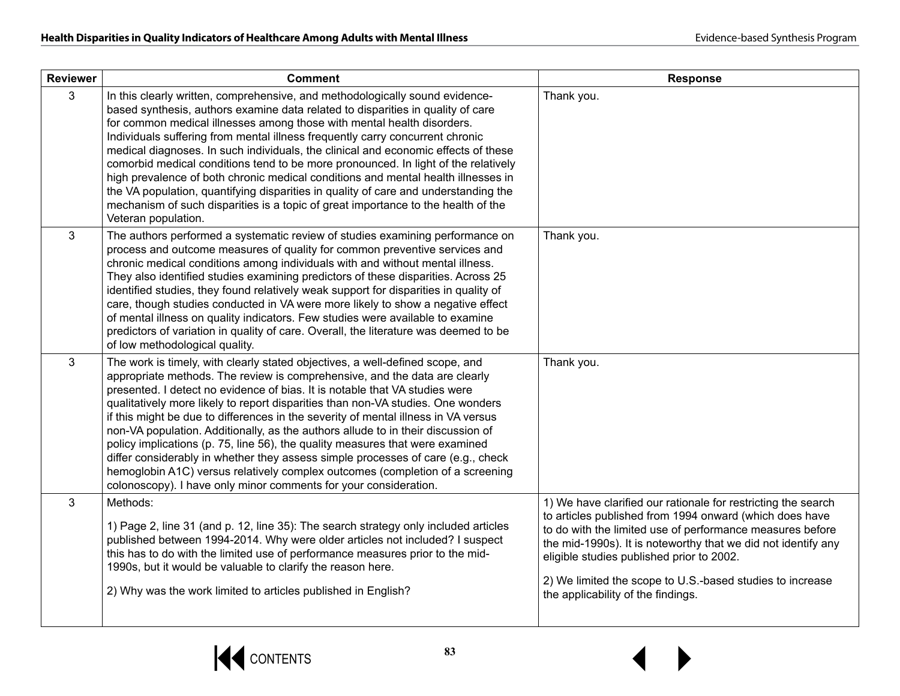| Reviewer | Comment | Response |
|---|---|---|
| 3 | In this clearly written, comprehensive, and methodologically sound evidence-based synthesis, authors examine data related to disparities in quality of care for common medical illnesses among those with mental health disorders. Individuals suffering from mental illness frequently carry concurrent chronic medical diagnoses. In such individuals, the clinical and economic effects of these comorbid medical conditions tend to be more pronounced. In light of the relatively high prevalence of both chronic medical conditions and mental health illnesses in the VA population, quantifying disparities in quality of care and understanding the mechanism of such disparities is a topic of great importance to the health of the Veteran population. | Thank you. |
| 3 | The authors performed a systematic review of studies examining performance on process and outcome measures of quality for common preventive services and chronic medical conditions among individuals with and without mental illness. They also identified studies examining predictors of these disparities. Across 25 identified studies, they found relatively weak support for disparities in quality of care, though studies conducted in VA were more likely to show a negative effect of mental illness on quality indicators. Few studies were available to examine predictors of variation in quality of care. Overall, the literature was deemed to be of low methodological quality. | Thank you. |
| 3 | The work is timely, with clearly stated objectives, a well-defined scope, and appropriate methods. The review is comprehensive, and the data are clearly presented. I detect no evidence of bias. It is notable that VA studies were qualitatively more likely to report disparities than non-VA studies. One wonders if this might be due to differences in the severity of mental illness in VA versus non-VA population. Additionally, as the authors allude to in their discussion of policy implications (p. 75, line 56), the quality measures that were examined differ considerably in whether they assess simple processes of care (e.g., check hemoglobin A1C) versus relatively complex outcomes (completion of a screening colonoscopy). I have only minor comments for your consideration. | Thank you. |
| 3 | Methods:<br><br>1) Page 2, line 31 (and p. 12, line 35): The search strategy only included articles published between 1994-2014. Why were older articles not included? I suspect this has to do with the limited use of performance measures prior to the mid-1990s, but it would be valuable to clarify the reason here.<br><br>2) Why was the work limited to articles published in English? | 1) We have clarified our rationale for restricting the search to articles published from 1994 onward (which does have to do with the limited use of performance measures before the mid-1990s). It is noteworthy that we did not identify any eligible studies published prior to 2002.<br><br>2) We limited the scope to U.S.-based studies to increase the applicability of the findings. |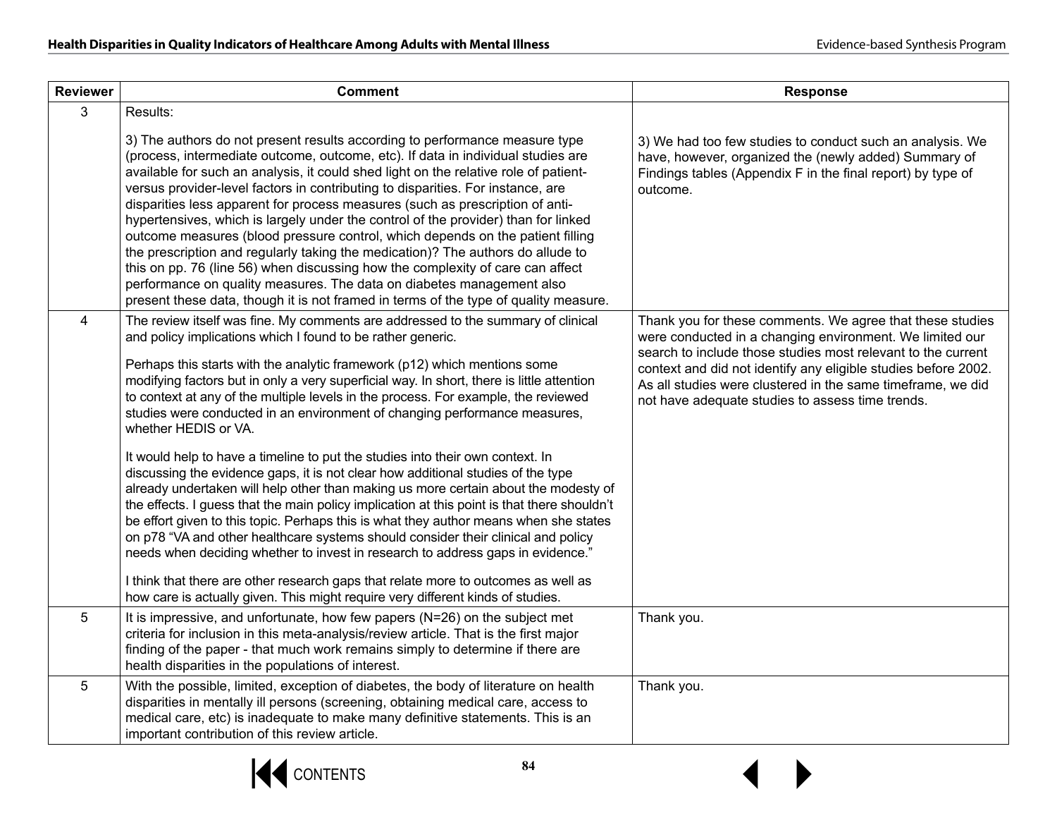| Reviewer | Comment | Response |
|---|---|---|
| 3 | Results:<br><br>3) The authors do not present results according to performance measure type (process, intermediate outcome, outcome, etc). If data in individual studies are available for such an analysis, it could shed light on the relative role of patient- versus provider-level factors in contributing to disparities. For instance, are disparities less apparent for process measures (such as prescription of anti-hypertensives, which is largely under the control of the provider) than for linked outcome measures (blood pressure control, which depends on the patient filling the prescription and regularly taking the medication)? The authors do allude to this on pp. 76 (line 56) when discussing how the complexity of care can affect performance on quality measures. The data on diabetes management also present these data, though it is not framed in terms of the type of quality measure. | 3) We had too few studies to conduct such an analysis. We have, however, organized the (newly added) Summary of Findings tables (Appendix F in the final report) by type of outcome. |
| 4 | The review itself was fine. My comments are addressed to the summary of clinical and policy implications which I found to be rather generic.<br><br>Perhaps this starts with the analytic framework (p12) which mentions some modifying factors but in only a very superficial way. In short, there is little attention to context at any of the multiple levels in the process. For example, the reviewed studies were conducted in an environment of changing performance measures, whether HEDIS or VA.<br><br>It would help to have a timeline to put the studies into their own context. In discussing the evidence gaps, it is not clear how additional studies of the type already undertaken will help other than making us more certain about the modesty of the effects. I guess that the main policy implication at this point is that there shouldn't be effort given to this topic. Perhaps this is what they author means when she states on p78 "VA and other healthcare systems should consider their clinical and policy needs when deciding whether to invest in research to address gaps in evidence."<br><br>I think that there are other research gaps that relate more to outcomes as well as how care is actually given. This might require very different kinds of studies. | Thank you for these comments. We agree that these studies were conducted in a changing environment. We limited our search to include those studies most relevant to the current context and did not identify any eligible studies before 2002. As all studies were clustered in the same timeframe, we did not have adequate studies to assess time trends. |
| 5 | It is impressive, and unfortunate, how few papers (N=26) on the subject met criteria for inclusion in this meta-analysis/review article. That is the first major finding of the paper - that much work remains simply to determine if there are health disparities in the populations of interest. | Thank you. |
| 5 | With the possible, limited, exception of diabetes, the body of literature on health disparities in mentally ill persons (screening, obtaining medical care, access to medical care, etc) is inadequate to make many definitive statements. This is an important contribution of this review article. | Thank you. |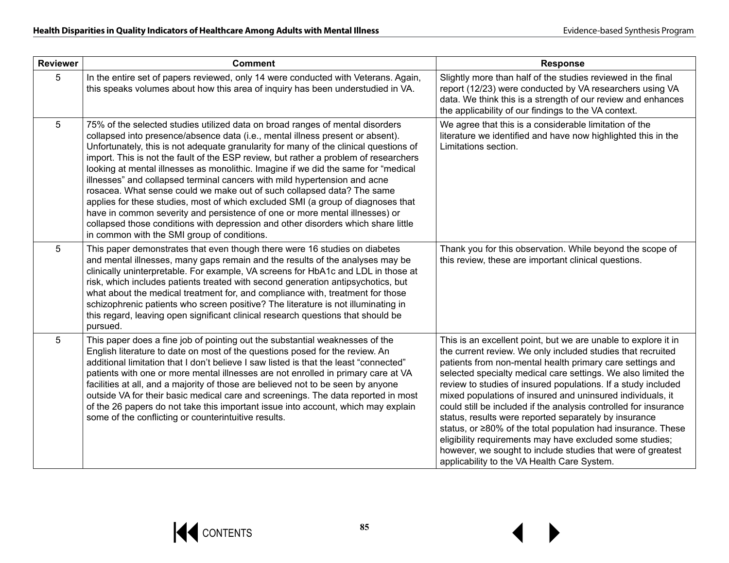| Reviewer | Comment | Response |
| --- | --- | --- |
| 5 | In the entire set of papers reviewed, only 14 were conducted with Veterans. Again, this speaks volumes about how this area of inquiry has been understudied in VA. | Slightly more than half of the studies reviewed in the final report (12/23) were conducted by VA researchers using VA data. We think this is a strength of our review and enhances the applicability of our findings to the VA context. |
| 5 | 75% of the selected studies utilized data on broad ranges of mental disorders collapsed into presence/absence data (i.e., mental illness present or absent). Unfortunately, this is not adequate granularity for many of the clinical questions of import. This is not the fault of the ESP review, but rather a problem of researchers looking at mental illnesses as monolithic. Imagine if we did the same for "medical illnesses" and collapsed terminal cancers with mild hypertension and acne rosacea. What sense could we make out of such collapsed data? The same applies for these studies, most of which excluded SMI (a group of diagnoses that have in common severity and persistence of one or more mental illnesses) or collapsed those conditions with depression and other disorders which share little in common with the SMI group of conditions. | We agree that this is a considerable limitation of the literature we identified and have now highlighted this in the Limitations section. |
| 5 | This paper demonstrates that even though there were 16 studies on diabetes and mental illnesses, many gaps remain and the results of the analyses may be clinically uninterpretable. For example, VA screens for HbA1c and LDL in those at risk, which includes patients treated with second generation antipsychotics, but what about the medical treatment for, and compliance with, treatment for those schizophrenic patients who screen positive? The literature is not illuminating in this regard, leaving open significant clinical research questions that should be pursued. | Thank you for this observation. While beyond the scope of this review, these are important clinical questions. |
| 5 | This paper does a fine job of pointing out the substantial weaknesses of the English literature to date on most of the questions posed for the review. An additional limitation that I don't believe I saw listed is that the least "connected" patients with one or more mental illnesses are not enrolled in primary care at VA facilities at all, and a majority of those are believed not to be seen by anyone outside VA for their basic medical care and screenings. The data reported in most of the 26 papers do not take this important issue into account, which may explain some of the conflicting or counterintuitive results. | This is an excellent point, but we are unable to explore it in the current review. We only included studies that recruited patients from non-mental health primary care settings and selected specialty medical care settings. We also limited the review to studies of insured populations. If a study included mixed populations of insured and uninsured individuals, it could still be included if the analysis controlled for insurance status, results were reported separately by insurance status, or ≥80% of the total population had insurance. These eligibility requirements may have excluded some studies; however, we sought to include studies that were of greatest applicability to the VA Health Care System. |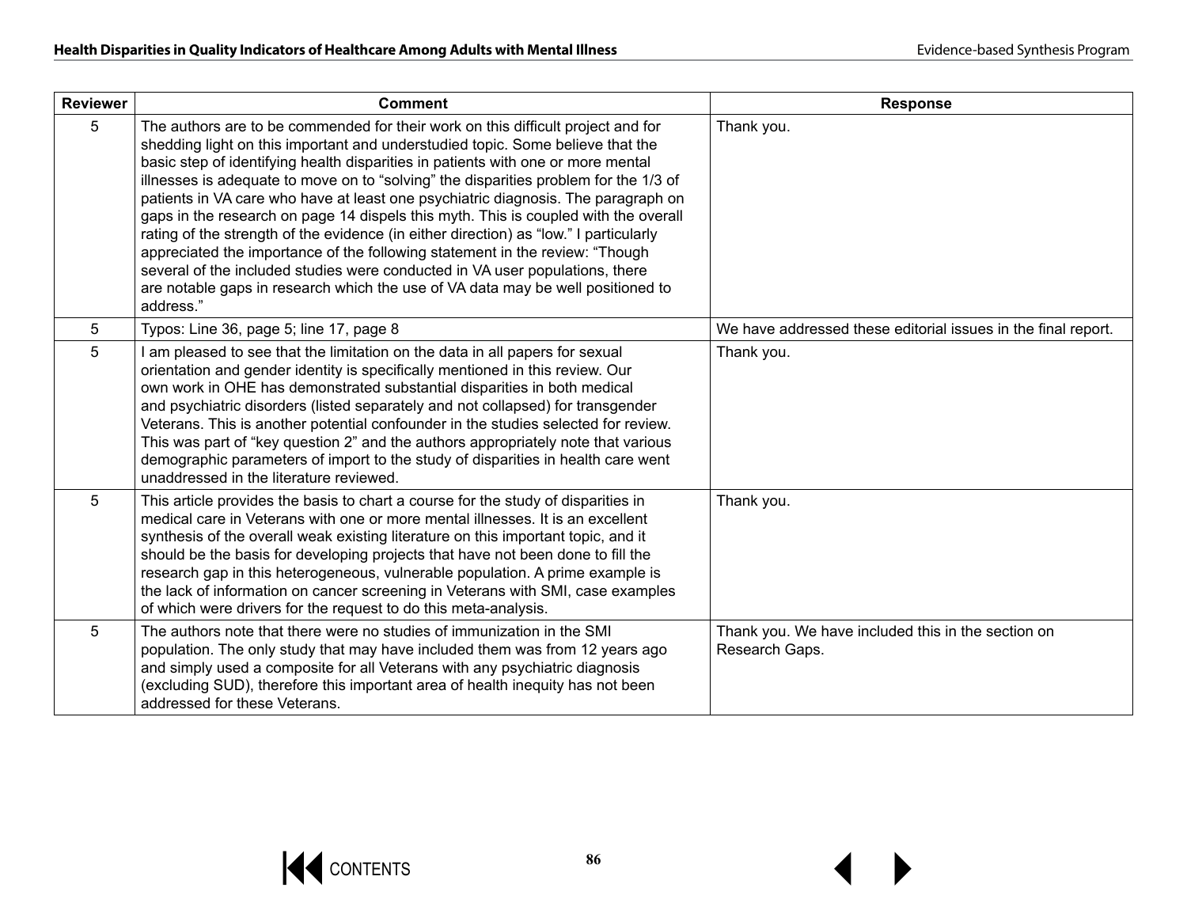| Reviewer | Comment | Response |
|---|---|---|
| 5 | The authors are to be commended for their work on this difficult project and for shedding light on this important and understudied topic. Some believe that the basic step of identifying health disparities in patients with one or more mental illnesses is adequate to move on to "solving" the disparities problem for the 1/3 of patients in VA care who have at least one psychiatric diagnosis. The paragraph on gaps in the research on page 14 dispels this myth. This is coupled with the overall rating of the strength of the evidence (in either direction) as "low." I particularly appreciated the importance of the following statement in the review: "Though several of the included studies were conducted in VA user populations, there are notable gaps in research which the use of VA data may be well positioned to address." | Thank you. |
| 5 | Typos: Line 36, page 5; line 17, page 8 | We have addressed these editorial issues in the final report. |
| 5 | I am pleased to see that the limitation on the data in all papers for sexual orientation and gender identity is specifically mentioned in this review. Our own work in OHE has demonstrated substantial disparities in both medical and psychiatric disorders (listed separately and not collapsed) for transgender Veterans. This is another potential confounder in the studies selected for review. This was part of "key question 2" and the authors appropriately note that various demographic parameters of import to the study of disparities in health care went unaddressed in the literature reviewed. | Thank you. |
| 5 | This article provides the basis to chart a course for the study of disparities in medical care in Veterans with one or more mental illnesses. It is an excellent synthesis of the overall weak existing literature on this important topic, and it should be the basis for developing projects that have not been done to fill the research gap in this heterogeneous, vulnerable population. A prime example is the lack of information on cancer screening in Veterans with SMI, case examples of which were drivers for the request to do this meta-analysis. | Thank you. |
| 5 | The authors note that there were no studies of immunization in the SMI population. The only study that may have included them was from 12 years ago and simply used a composite for all Veterans with any psychiatric diagnosis (excluding SUD), therefore this important area of health inequity has not been addressed for these Veterans. | Thank you. We have included this in the section on Research Gaps. |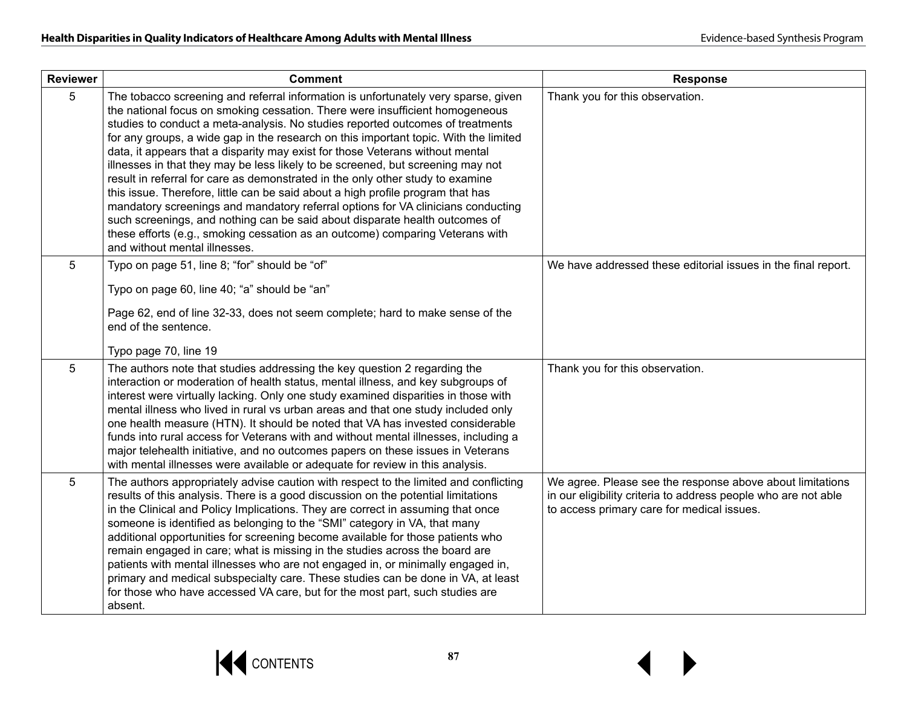| Reviewer | Comment | Response |
|---|---|---|
| 5 | The tobacco screening and referral information is unfortunately very sparse, given the national focus on smoking cessation. There were insufficient homogeneous studies to conduct a meta-analysis. No studies reported outcomes of treatments for any groups, a wide gap in the research on this important topic. With the limited data, it appears that a disparity may exist for those Veterans without mental illnesses in that they may be less likely to be screened, but screening may not result in referral for care as demonstrated in the only other study to examine this issue. Therefore, little can be said about a high profile program that has mandatory screenings and mandatory referral options for VA clinicians conducting such screenings, and nothing can be said about disparate health outcomes of these efforts (e.g., smoking cessation as an outcome) comparing Veterans with and without mental illnesses. | Thank you for this observation. |
| 5 | Typo on page 51, line 8; "for" should be "of"<br><br>Typo on page 60, line 40; "a" should be "an"<br><br>Page 62, end of line 32-33, does not seem complete; hard to make sense of the end of the sentence.<br><br>Typo page 70, line 19 | We have addressed these editorial issues in the final report. |
| 5 | The authors note that studies addressing the key question 2 regarding the interaction or moderation of health status, mental illness, and key subgroups of interest were virtually lacking. Only one study examined disparities in those with mental illness who lived in rural vs urban areas and that one study included only one health measure (HTN). It should be noted that VA has invested considerable funds into rural access for Veterans with and without mental illnesses, including a major telehealth initiative, and no outcomes papers on these issues in Veterans with mental illnesses were available or adequate for review in this analysis. | Thank you for this observation. |
| 5 | The authors appropriately advise caution with respect to the limited and conflicting results of this analysis. There is a good discussion on the potential limitations in the Clinical and Policy Implications. They are correct in assuming that once someone is identified as belonging to the "SMI" category in VA, that many additional opportunities for screening become available for those patients who remain engaged in care; what is missing in the studies across the board are patients with mental illnesses who are not engaged in, or minimally engaged in, primary and medical subspecialty care. These studies can be done in VA, at least for those who have accessed VA care, but for the most part, such studies are absent. | We agree. Please see the response above about limitations in our eligibility criteria to address people who are not able to access primary care for medical issues. |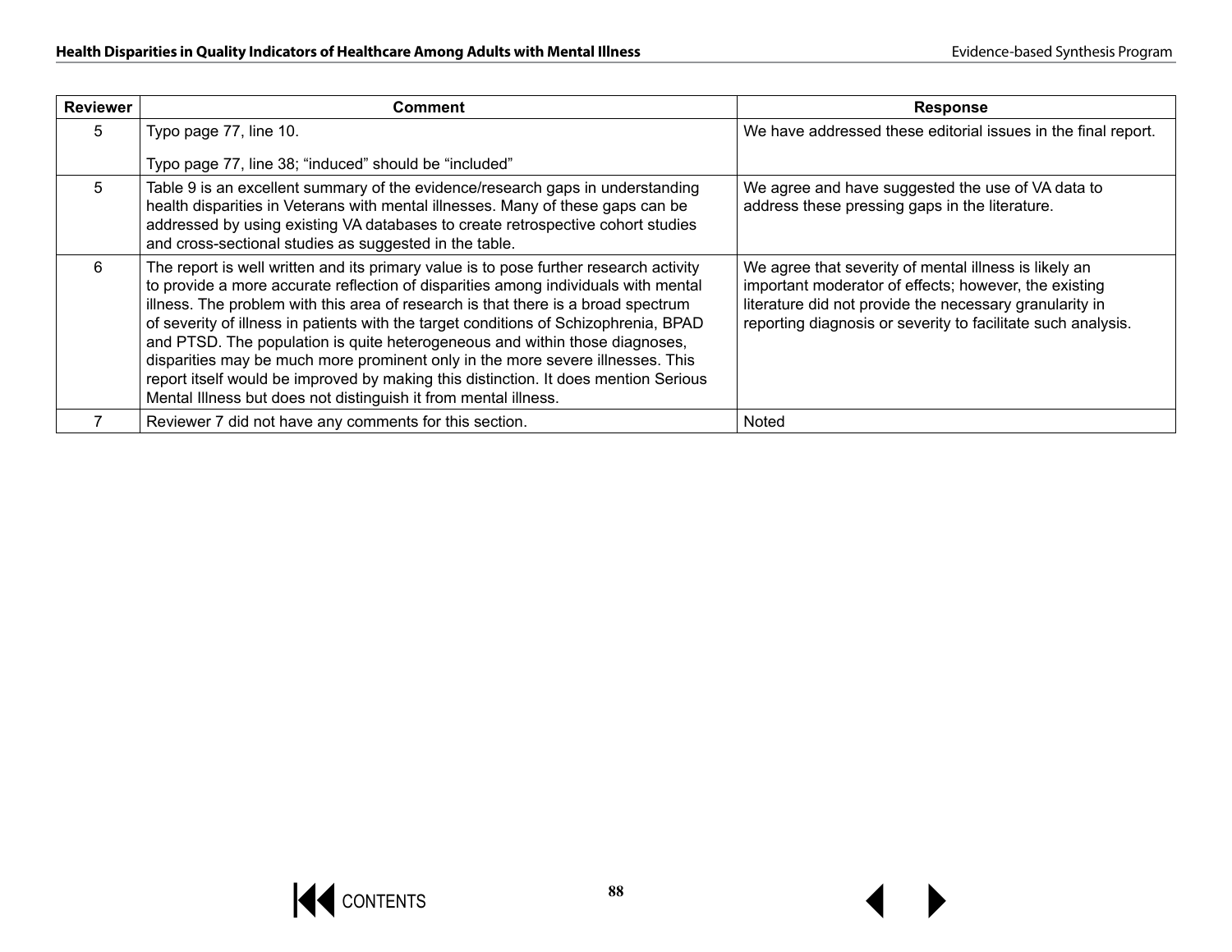| Reviewer | Comment | Response |
|---|---|---|
| 5 | Typo page 77, line 10.<br><br>Typo page 77, line 38; "induced" should be "included" | We have addressed these editorial issues in the final report. |
| 5 | Table 9 is an excellent summary of the evidence/research gaps in understanding health disparities in Veterans with mental illnesses. Many of these gaps can be addressed by using existing VA databases to create retrospective cohort studies and cross-sectional studies as suggested in the table. | We agree and have suggested the use of VA data to address these pressing gaps in the literature. |
| 6 | The report is well written and its primary value is to pose further research activity to provide a more accurate reflection of disparities among individuals with mental illness. The problem with this area of research is that there is a broad spectrum of severity of illness in patients with the target conditions of Schizophrenia, BPAD and PTSD. The population is quite heterogeneous and within those diagnoses, disparities may be much more prominent only in the more severe illnesses. This report itself would be improved by making this distinction. It does mention Serious Mental Illness but does not distinguish it from mental illness. | We agree that severity of mental illness is likely an important moderator of effects; however, the existing literature did not provide the necessary granularity in reporting diagnosis or severity to facilitate such analysis. |
| 7 | Reviewer 7 did not have any comments for this section. | Noted |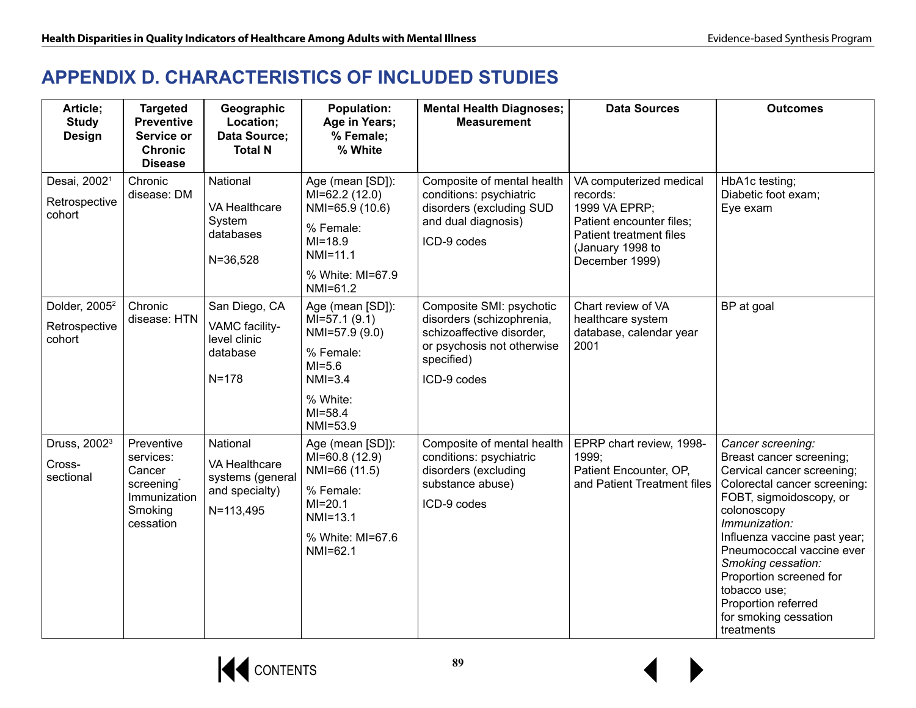# APPENDIX D. CHARACTERISTICS OF INCLUDED STUDIES

| Article; Study Design | Targeted Preventive Service or Chronic Disease | Geographic Location; Data Source; Total N | Population: Age in Years; % Female; % White | Mental Health Diagnoses; Measurement | Data Sources | Outcomes |
|---|---|---|---|---|---|---|
| Desai, 2002[1]<br>Retrospective cohort | Chronic disease: DM | National<br>VA Healthcare System databases<br>N=36,528 | Age (mean [SD]): MI=62.2 (12.0) NMI=65.9 (10.6)<br>% Female: MI=18.9 NMI=11.1<br>% White: MI=67.9 NMI=61.2 | Composite of mental health conditions: psychiatric disorders (excluding SUD and dual diagnosis)<br>ICD-9 codes | VA computerized medical records:<br>1999 VA EPRP;<br>Patient encounter files;<br>Patient treatment files (January 1998 to December 1999) | HbA1c testing;<br>Diabetic foot exam;<br>Eye exam |
| Dolder, 2005[2]<br>Retrospective cohort | Chronic disease: HTN | San Diego, CA<br>VAMC facility-level clinic database<br>N=178 | Age (mean [SD]): MI=57.1 (9.1) NMI=57.9 (9.0)<br>% Female: MI=5.6 NMI=3.4<br>% White: MI=58.4 NMI=53.9 | Composite SMI: psychotic disorders (schizophrenia, schizoaffective disorder, or psychosis not otherwise specified)<br>ICD-9 codes | Chart review of VA healthcare system database, calendar year 2001 | BP at goal |
| Druss, 2002[3]<br>Cross-sectional | Preventive services: Cancer screening*<br>Immunization<br>Smoking cessation | National<br>VA Healthcare systems (general and specialty)<br>N=113,495 | Age (mean [SD]): MI=60.8 (12.9) NMI=66 (11.5)<br>% Female: MI=20.1 NMI=13.1<br>% White: MI=67.6 NMI=62.1 | Composite of mental health conditions: psychiatric disorders (excluding substance abuse)<br>ICD-9 codes | EPRP chart review, 1998-1999;<br>Patient Encounter, OP, and Patient Treatment files | *Cancer screening:*<br>Breast cancer screening;<br>Cervical cancer screening;<br>Colorectal cancer screening: FOBT, sigmoidoscopy, or colonoscopy<br>*Immunization:*<br>Influenza vaccine past year;<br>Pneumococcal vaccine ever<br>*Smoking cessation:*<br>Proportion screened for tobacco use;<br>Proportion referred for smoking cessation treatments |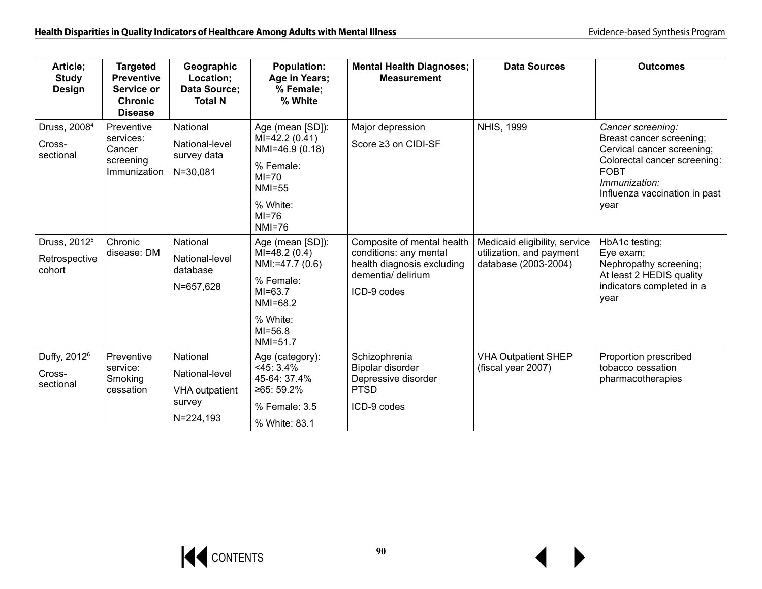| Article; Study Design | Targeted Preventive Service or Chronic Disease | Geographic Location; Data Source; Total N | Population: Age in Years; % Female; % White | Mental Health Diagnoses; Measurement | Data Sources | Outcomes |
|---|---|---|---|---|---|---|
| Druss, 2008[4]<br>Cross-sectional | Preventive services: Cancer screening Immunization | National<br>National-level survey data<br>N=30,081 | Age (mean [SD]):<br>MI=42.2 (0.41)<br>NMI=46.9 (0.18)<br>% Female:<br>MI=70<br>NMI=55<br>% White:<br>MI=76<br>NMI=76 | Major depression<br>Score ≥3 on CIDI-SF | NHIS, 1999 | *Cancer screening:*<br>Breast cancer screening;<br>Cervical cancer screening;<br>Colorectal cancer screening: FOBT<br>*Immunization:*<br>Influenza vaccination in past year |
| Druss, 2012[5]<br>Retrospective cohort | Chronic disease: DM | National<br>National-level database<br>N=657,628 | Age (mean [SD]):<br>MI=48.2 (0.4)<br>NMI:=47.7 (0.6)<br>% Female:<br>MI=63.7<br>NMI=68.2<br>% White:<br>MI=56.8<br>NMI=51.7 | Composite of mental health conditions: any mental health diagnosis excluding dementia/ delirium<br>ICD-9 codes | Medicaid eligibility, service utilization, and payment database (2003-2004) | HbA1c testing;<br>Eye exam;<br>Nephropathy screening;<br>At least 2 HEDIS quality indicators completed in a year |
| Duffy, 2012[6]<br>Cross-sectional | Preventive service: Smoking cessation | National<br>National-level<br>VHA outpatient survey<br>N=224,193 | Age (category):<br><45: 3.4%<br>45-64: 37.4%<br>≥65: 59.2%<br>% Female: 3.5<br>% White: 83.1 | Schizophrenia<br>Bipolar disorder<br>Depressive disorder<br>PTSD<br>ICD-9 codes | VHA Outpatient SHEP (fiscal year 2007) | Proportion prescribed tobacco cessation pharmacotherapies |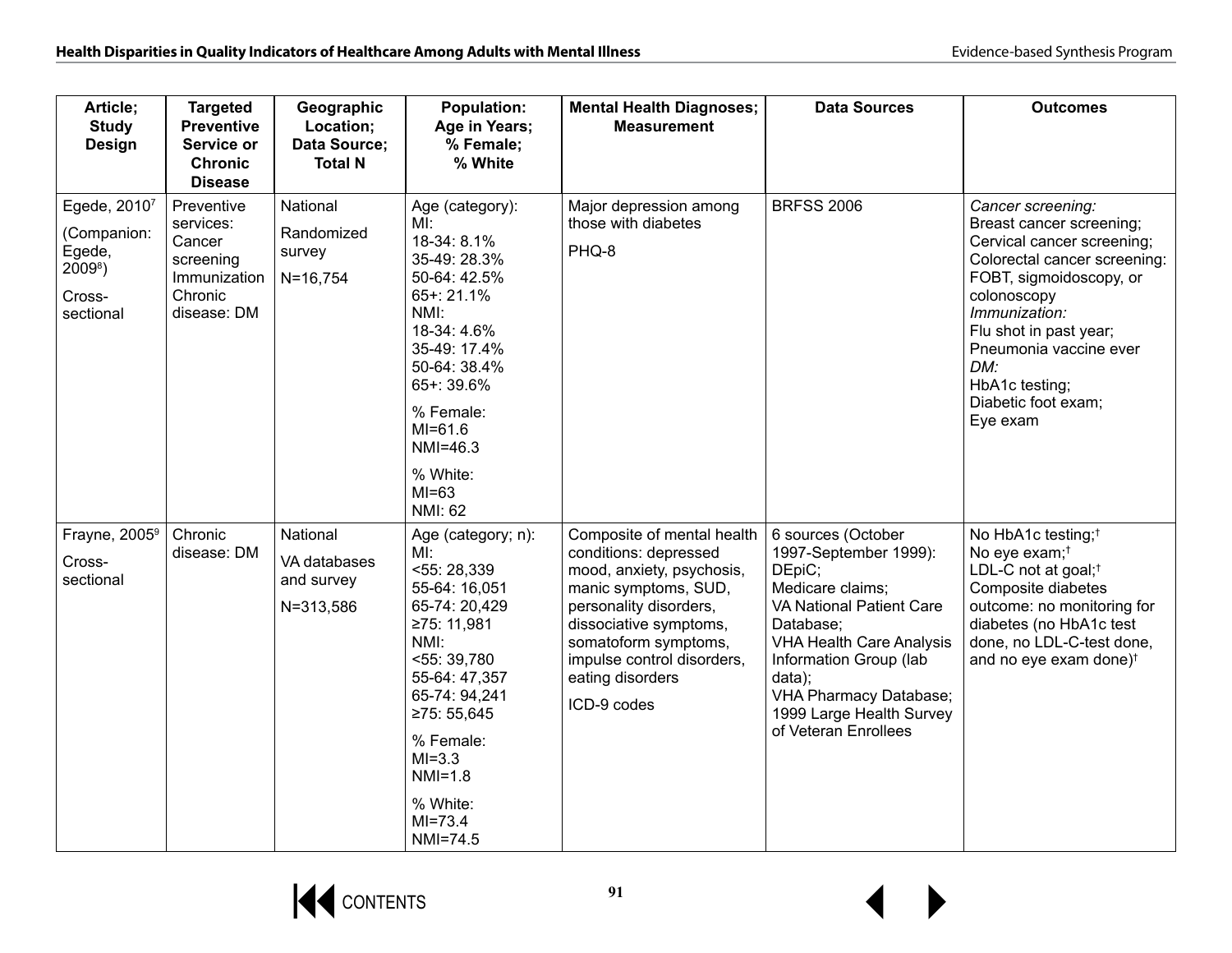| Article; Study Design | Targeted Preventive Service or Chronic Disease | Geographic Location; Data Source; Total N | Population: Age in Years; % Female; % White | Mental Health Diagnoses; Measurement | Data Sources | Outcomes |
|---|---|---|---|---|---|---|
| Egede, 2010[7]<br>(Companion: Egede, 2009[8])<br>Cross-sectional | Preventive services: Cancer screening Immunization Chronic disease: DM | National<br>Randomized survey<br>N=16,754 | Age (category):<br>MI:<br>18-34: 8.1%<br>35-49: 28.3%<br>50-64: 42.5%<br>65+: 21.1%<br>NMI:<br>18-34: 4.6%<br>35-49: 17.4%<br>50-64: 38.4%<br>65+: 39.6%<br>% Female:<br>MI=61.6<br>NMI=46.3<br>% White:<br>MI=63<br>NMI: 62 | Major depression among those with diabetes<br>PHQ-8 | BRFSS 2006 | *Cancer screening:*<br>Breast cancer screening;<br>Cervical cancer screening;<br>Colorectal cancer screening: FOBT, sigmoidoscopy, or colonoscopy<br>*Immunization:*<br>Flu shot in past year;<br>Pneumonia vaccine ever<br>*DM:*<br>HbA1c testing;<br>Diabetic foot exam;<br>Eye exam |
| Frayne, 2005[9]<br>Cross-sectional | Chronic disease: DM | National<br>VA databases and survey<br>N=313,586 | Age (category; n):<br>MI:<br><55: 28,339<br>55-64: 16,051<br>65-74: 20,429<br>≥75: 11,981<br>NMI:<br><55: 39,780<br>55-64: 47,357<br>65-74: 94,241<br>≥75: 55,645<br>% Female:<br>MI=3.3<br>NMI=1.8<br>% White:<br>MI=73.4<br>NMI=74.5 | Composite of mental health conditions: depressed mood, anxiety, psychosis, manic symptoms, SUD, personality disorders, dissociative symptoms, somatoform symptoms, impulse control disorders, eating disorders<br>ICD-9 codes | 6 sources (October 1997-September 1999):<br>DEpiC;<br>Medicare claims;<br>VA National Patient Care Database;<br>VHA Health Care Analysis Information Group (lab data);<br>VHA Pharmacy Database;<br>1999 Large Health Survey of Veteran Enrollees | No HbA1c testing;†<br>No eye exam;†<br>LDL-C not at goal;†<br>Composite diabetes outcome: no monitoring for diabetes (no HbA1c test done, no LDL-C-test done, and no eye exam done)† |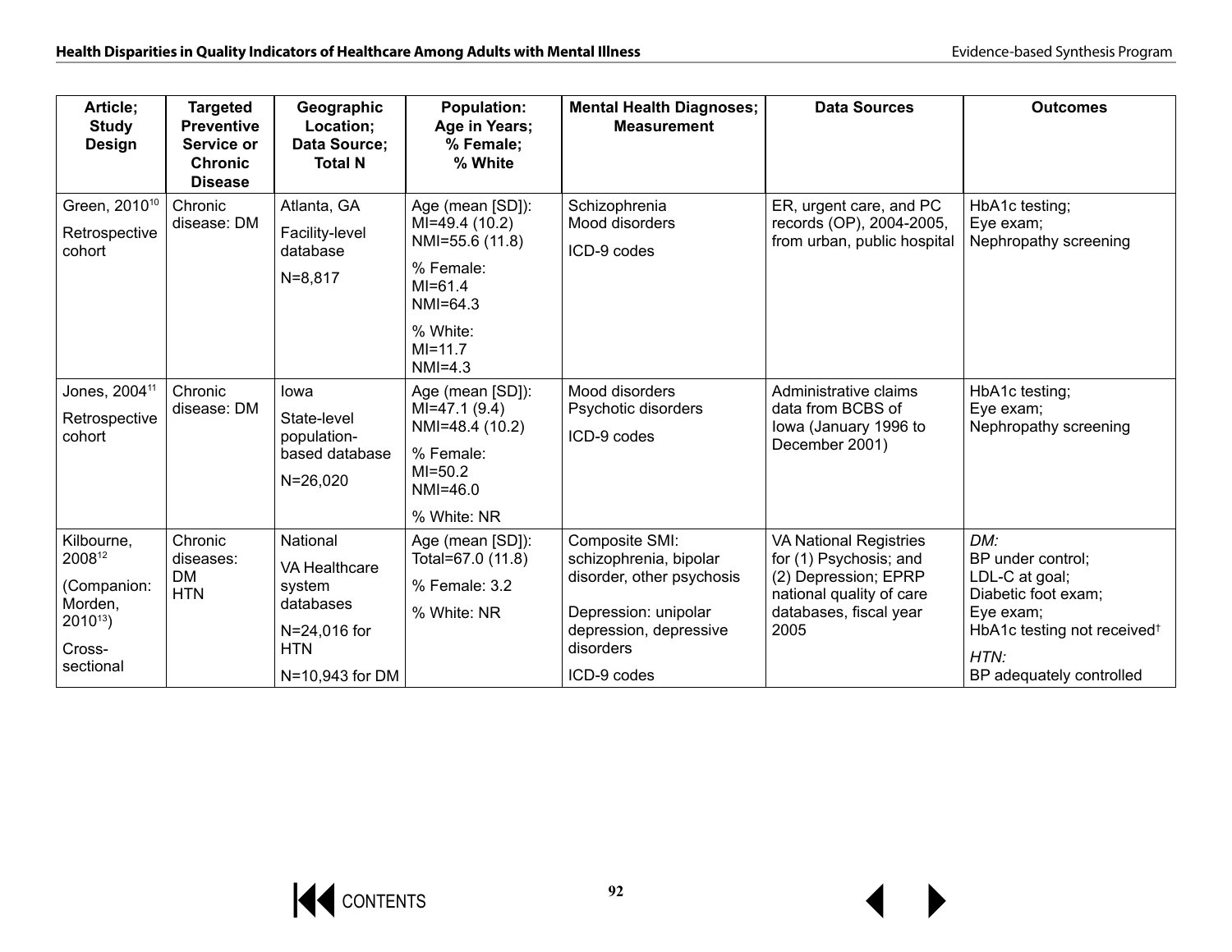| Article; Study Design | Targeted Preventive Service or Chronic Disease | Geographic Location; Data Source; Total N | Population: Age in Years; % Female; % White | Mental Health Diagnoses; Measurement | Data Sources | Outcomes |
|---|---|---|---|---|---|---|
| Green, 2010[10]<br>Retrospective cohort | Chronic disease: DM | Atlanta, GA<br>Facility-level database<br>N=8,817 | Age (mean [SD]):<br>MI=49.4 (10.2)<br>NMI=55.6 (11.8)<br>% Female:<br>MI=61.4<br>NMI=64.3<br>% White:<br>MI=11.7<br>NMI=4.3 | Schizophrenia<br>Mood disorders<br>ICD-9 codes | ER, urgent care, and PC records (OP), 2004-2005, from urban, public hospital | HbA1c testing;<br>Eye exam;<br>Nephropathy screening |
| Jones, 2004[11]<br>Retrospective cohort | Chronic disease: DM | Iowa<br>State-level population-based database<br>N=26,020 | Age (mean [SD]):<br>MI=47.1 (9.4)<br>NMI=48.4 (10.2)<br>% Female:<br>MI=50.2<br>NMI=46.0<br>% White: NR | Mood disorders<br>Psychotic disorders<br>ICD-9 codes | Administrative claims data from BCBS of Iowa (January 1996 to December 2001) | HbA1c testing;<br>Eye exam;<br>Nephropathy screening |
| Kilbourne, 2008[12]<br>(Companion: Morden, 2010[13])<br>Cross-sectional | Chronic diseases:<br>DM<br>HTN | National<br>VA Healthcare system databases<br>N=24,016 for HTN<br>N=10,943 for DM | Age (mean [SD]):<br>Total=67.0 (11.8)<br>% Female: 3.2<br>% White: NR | Composite SMI: schizophrenia, bipolar disorder, other psychosis<br>Depression: unipolar depression, depressive disorders<br>ICD-9 codes | VA National Registries for (1) Psychosis; and (2) Depression; EPRP national quality of care databases, fiscal year 2005 | *DM:*<br>BP under control;<br>LDL-C at goal;<br>Diabetic foot exam;<br>Eye exam;<br>HbA1c testing not received†<br>*HTN:*<br>BP adequately controlled |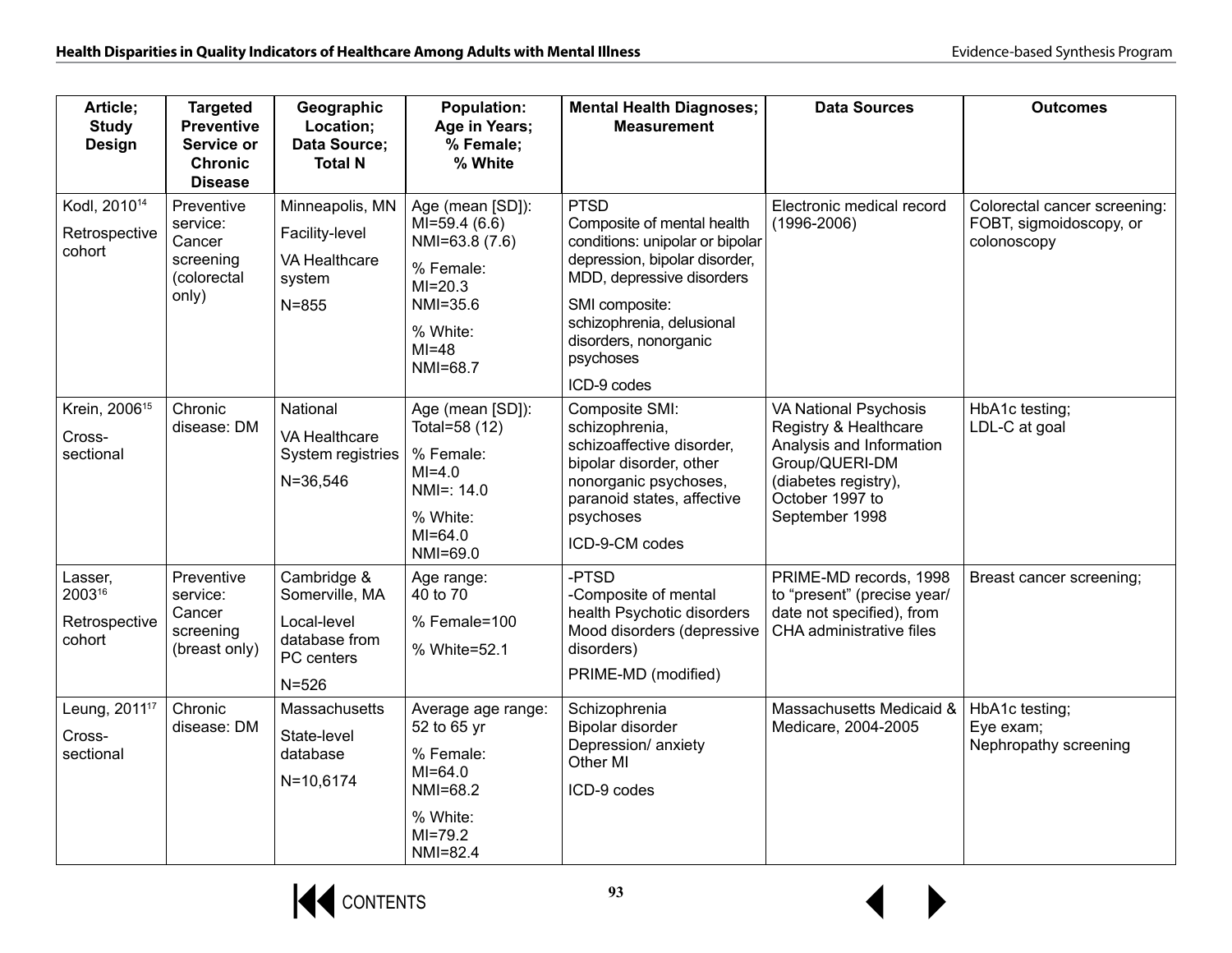| Article; Study Design | Targeted Preventive Service or Chronic Disease | Geographic Location; Data Source; Total N | Population: Age in Years; % Female; % White | Mental Health Diagnoses; Measurement | Data Sources | Outcomes |
|---|---|---|---|---|---|---|
| Kodl, 2010[14] Retrospective cohort | Preventive service: Cancer screening (colorectal only) | Minneapolis, MN Facility-level VA Healthcare system N=855 | Age (mean [SD]): MI=59.4 (6.6) NMI=63.8 (7.6) % Female: MI=20.3 NMI=35.6 % White: MI=48 NMI=68.7 | PTSD Composite of mental health conditions: unipolar or bipolar depression, bipolar disorder, MDD, depressive disorders SMI composite: schizophrenia, delusional disorders, nonorganic psychoses ICD-9 codes | Electronic medical record (1996-2006) | Colorectal cancer screening: FOBT, sigmoidoscopy, or colonoscopy |
| Krein, 2006[15] Cross-sectional | Chronic disease: DM | National VA Healthcare System registries N=36,546 | Age (mean [SD]): Total=58 (12) % Female: MI=4.0 NMI=: 14.0 % White: MI=64.0 NMI=69.0 | Composite SMI: schizophrenia, schizoaffective disorder, bipolar disorder, other nonorganic psychoses, paranoid states, affective psychoses ICD-9-CM codes | VA National Psychosis Registry & Healthcare Analysis and Information Group/QUERI-DM (diabetes registry), October 1997 to September 1998 | HbA1c testing; LDL-C at goal |
| Lasser, 2003[16] Retrospective cohort | Preventive service: Cancer screening (breast only) | Cambridge & Somerville, MA Local-level database from PC centers N=526 | Age range: 40 to 70 % Female=100 % White=52.1 | -PTSD -Composite of mental health Psychotic disorders Mood disorders (depressive disorders) PRIME-MD (modified) | PRIME-MD records, 1998 to "present" (precise year/ date not specified), from CHA administrative files | Breast cancer screening; |
| Leung, 2011[17] Cross-sectional | Chronic disease: DM | Massachusetts State-level database N=10,6174 | Average age range: 52 to 65 yr % Female: MI=64.0 NMI=68.2 % White: MI=79.2 NMI=82.4 | Schizophrenia Bipolar disorder Depression/ anxiety Other MI ICD-9 codes | Massachusetts Medicaid & Medicare, 2004-2005 | HbA1c testing; Eye exam; Nephropathy screening |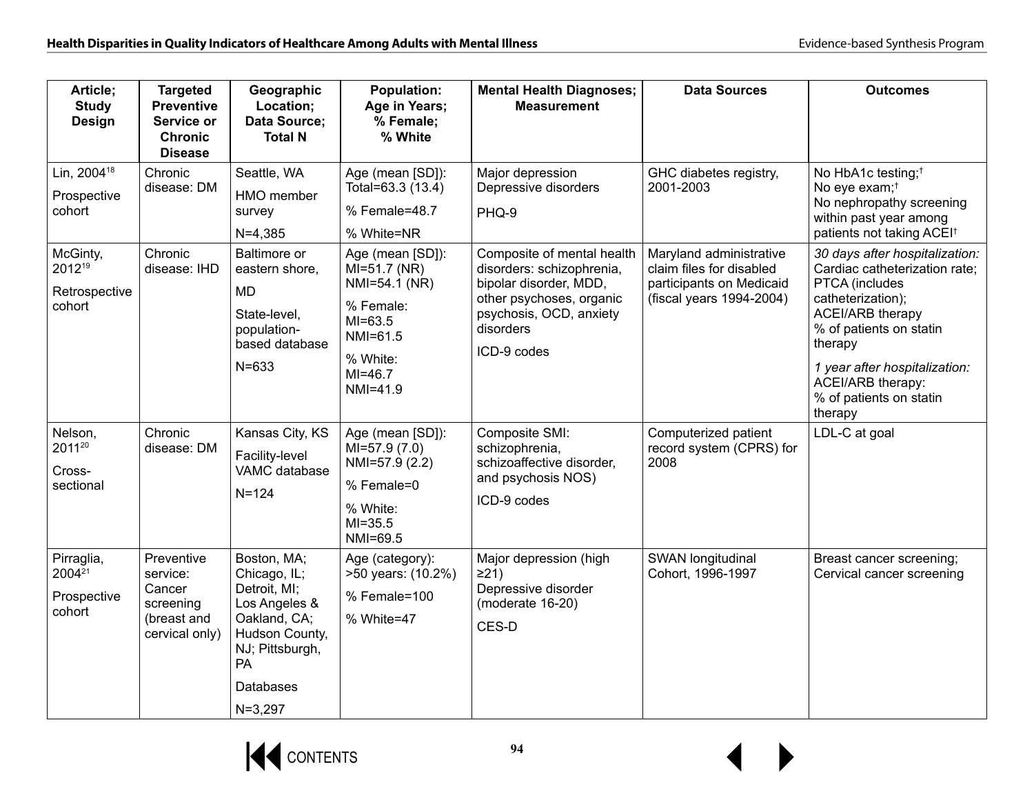| Article; Study Design | Targeted Preventive Service or Chronic Disease | Geographic Location; Data Source; Total N | Population: Age in Years; % Female; % White | Mental Health Diagnoses; Measurement | Data Sources | Outcomes |
|---|---|---|---|---|---|---|
| Lin, 2004[18] Prospective cohort | Chronic disease: DM | Seattle, WA HMO member survey N=4,385 | Age (mean [SD]): Total=63.3 (13.4) % Female=48.7 % White=NR | Major depression Depressive disorders PHQ-9 | GHC diabetes registry, 2001-2003 | No HbA1c testing;† No eye exam;† No nephropathy screening within past year among patients not taking ACEI† |
| McGinty, 2012[19] Retrospective cohort | Chronic disease: IHD | Baltimore or eastern shore, MD State-level, population-based database N=633 | Age (mean [SD]): MI=51.7 (NR) NMI=54.1 (NR) % Female: MI=63.5 NMI=61.5 % White: MI=46.7 NMI=41.9 | Composite of mental health disorders: schizophrenia, bipolar disorder, MDD, other psychoses, organic psychosis, OCD, anxiety disorders ICD-9 codes | Maryland administrative claim files for disabled participants on Medicaid (fiscal years 1994-2004) | *30 days after hospitalization:* Cardiac catheterization rate; PTCA (includes catheterization); ACEI/ARB therapy % of patients on statin therapy *1 year after hospitalization:* ACEI/ARB therapy: % of patients on statin therapy |
| Nelson, 2011[20] Cross-sectional | Chronic disease: DM | Kansas City, KS Facility-level VAMC database N=124 | Age (mean [SD]): MI=57.9 (7.0) NMI=57.9 (2.2) % Female=0 % White: MI=35.5 NMI=69.5 | Composite SMI: schizophrenia, schizoaffective disorder, and psychosis NOS) ICD-9 codes | Computerized patient record system (CPRS) for 2008 | LDL-C at goal |
| Pirraglia, 2004[21] Prospective cohort | Preventive service: Cancer screening (breast and cervical only) | Boston, MA; Chicago, IL; Detroit, MI; Los Angeles & Oakland, CA; Hudson County, NJ; Pittsburgh, PA Databases N=3,297 | Age (category): >50 years: (10.2%) % Female=100 % White=47 | Major depression (high ≥21) Depressive disorder (moderate 16-20) CES-D | SWAN longitudinal Cohort, 1996-1997 | Breast cancer screening; Cervical cancer screening |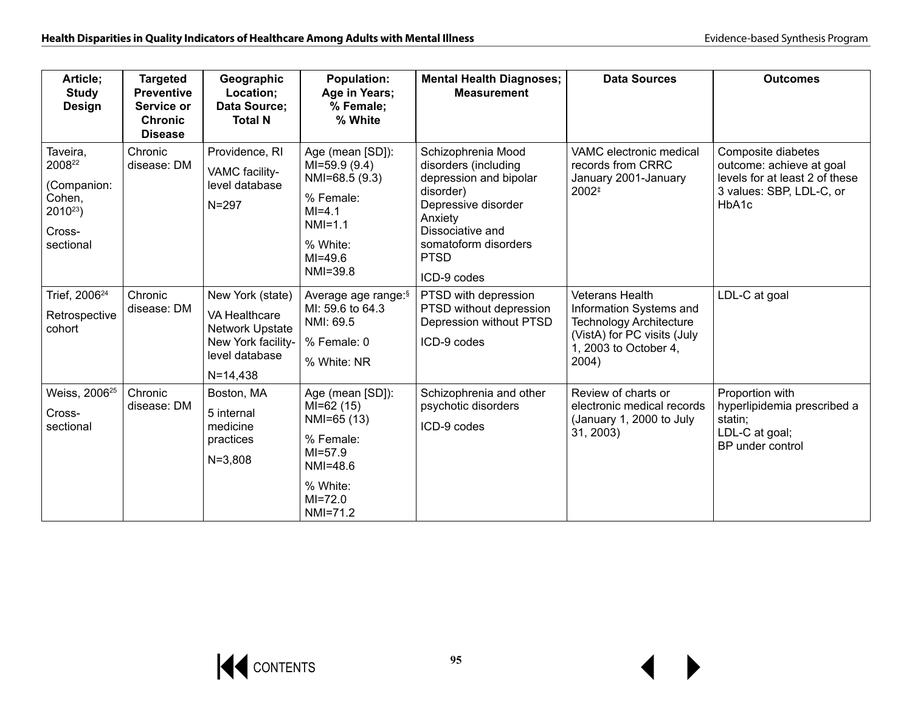| Article; Study Design | Targeted Preventive Service or Chronic Disease | Geographic Location; Data Source; Total N | Population: Age in Years; % Female; % White | Mental Health Diagnoses; Measurement | Data Sources | Outcomes |
|---|---|---|---|---|---|---|
| Taveira, 2008[22]<br>(Companion: Cohen, 2010[23])<br>Cross-sectional | Chronic disease: DM | Providence, RI<br>VAMC facility-level database<br>N=297 | Age (mean [SD]):<br>MI=59.9 (9.4)<br>NMI=68.5 (9.3)<br>% Female:<br>MI=4.1<br>NMI=1.1<br>% White:<br>MI=49.6<br>NMI=39.8 | Schizophrenia Mood disorders (including depression and bipolar disorder)<br>Depressive disorder<br>Anxiety<br>Dissociative and somatoform disorders<br>PTSD<br>ICD-9 codes | VAMC electronic medical records from CRRC January 2001-January 2002[‡] | Composite diabetes outcome: achieve at goal levels for at least 2 of these 3 values: SBP, LDL-C, or HbA1c |
| Trief, 2006[24]<br>Retrospective cohort | Chronic disease: DM | New York (state)<br>VA Healthcare Network Upstate New York facility-level database<br>N=14,438 | Average age range:[§]<br>MI: 59.6 to 64.3<br>NMI: 69.5<br>% Female: 0<br>% White: NR | PTSD with depression<br>PTSD without depression<br>Depression without PTSD<br>ICD-9 codes | Veterans Health Information Systems and Technology Architecture (VistA) for PC visits (July 1, 2003 to October 4, 2004) | LDL-C at goal |
| Weiss, 2006[25]<br>Cross-sectional | Chronic disease: DM | Boston, MA<br>5 internal medicine practices<br>N=3,808 | Age (mean [SD]):<br>MI=62 (15)<br>NMI=65 (13)<br>% Female:<br>MI=57.9<br>NMI=48.6<br>% White:<br>MI=72.0<br>NMI=71.2 | Schizophrenia and other psychotic disorders<br>ICD-9 codes | Review of charts or electronic medical records (January 1, 2000 to July 31, 2003) | Proportion with hyperlipidemia prescribed a statin;<br>LDL-C at goal;<br>BP under control |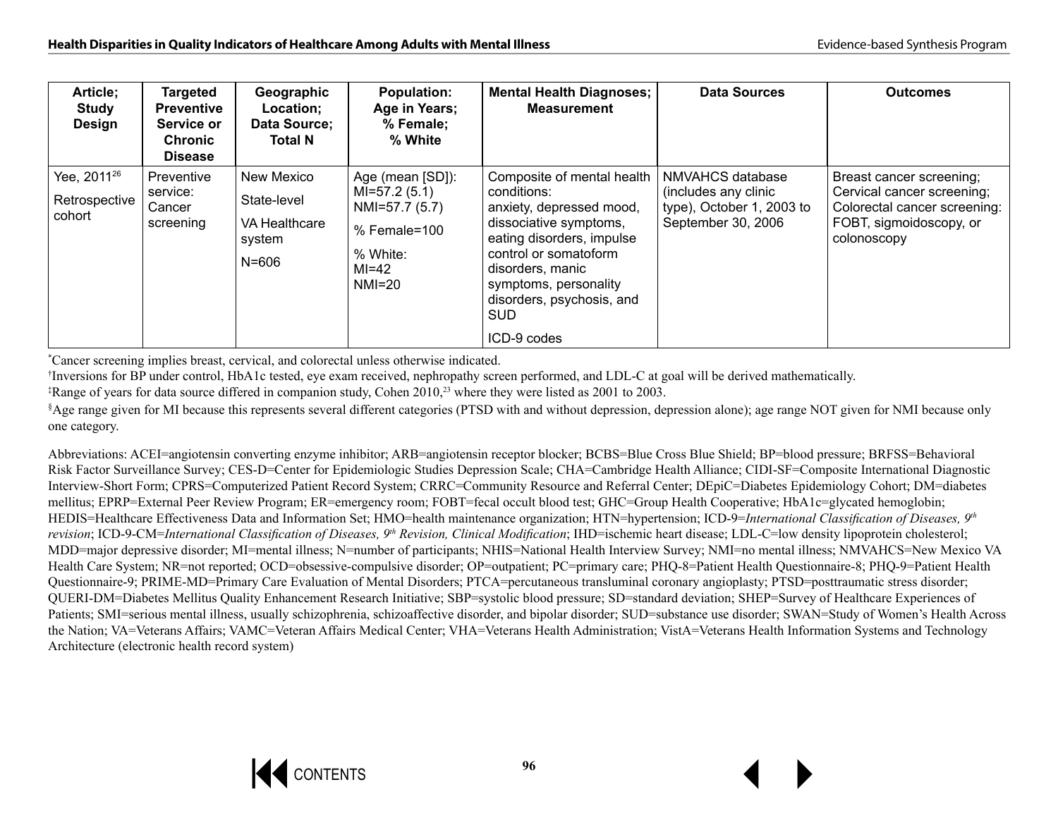| Article; Study Design | Targeted Preventive Service or Chronic Disease | Geographic Location; Data Source; Total N | Population: Age in Years; % Female; % White | Mental Health Diagnoses; Measurement | Data Sources | Outcomes |
|---|---|---|---|---|---|---|
| Yee, 2011[26]<br><br>Retrospective cohort | Preventive service: Cancer screening | New Mexico<br><br>State-level<br><br>VA Healthcare system<br><br>N=606 | Age (mean [SD]): MI=57.2 (5.1) NMI=57.7 (5.7)<br><br>% Female=100<br><br>% White: MI=42 NMI=20 | Composite of mental health conditions: anxiety, depressed mood, dissociative symptoms, eating disorders, impulse control or somatoform disorders, manic symptoms, personality disorders, psychosis, and SUD<br><br>ICD-9 codes | NMVAHCS database (includes any clinic type), October 1, 2003 to September 30, 2006 | Breast cancer screening; Cervical cancer screening; Colorectal cancer screening: FOBT, sigmoidoscopy, or colonoscopy |

*Cancer screening implies breast, cervical, and colorectal unless otherwise indicated.

†Inversions for BP under control, HbA1c tested, eye exam received, nephropathy screen performed, and LDL-C at goal will be derived mathematically.

‡Range of years for data source differed in companion study, Cohen 2010,[23] where they were listed as 2001 to 2003.

§Age range given for MI because this represents several different categories (PTSD with and without depression, depression alone); age range NOT given for NMI because only one category.

Abbreviations: ACEI=angiotensin converting enzyme inhibitor; ARB=angiotensin receptor blocker; BCBS=Blue Cross Blue Shield; BP=blood pressure; BRFSS=Behavioral Risk Factor Surveillance Survey; CES-D=Center for Epidemiologic Studies Depression Scale; CHA=Cambridge Health Alliance; CIDI-SF=Composite International Diagnostic Interview-Short Form; CPRS=Computerized Patient Record System; CRRC=Community Resource and Referral Center; DEpiC=Diabetes Epidemiology Cohort; DM=diabetes mellitus; EPRP=External Peer Review Program; ER=emergency room; FOBT=fecal occult blood test; GHC=Group Health Cooperative; HbA1c=glycated hemoglobin; HEDIS=Healthcare Effectiveness Data and Information Set; HMO=health maintenance organization; HTN=hypertension; ICD-9=*International Classification of Diseases, 9th revision*; ICD-9-CM=*International Classification of Diseases, 9th Revision, Clinical Modification*; IHD=ischemic heart disease; LDL-C=low density lipoprotein cholesterol; MDD=major depressive disorder; MI=mental illness; N=number of participants; NHIS=National Health Interview Survey; NMI=no mental illness; NMVAHCS=New Mexico VA Health Care System; NR=not reported; OCD=obsessive-compulsive disorder; OP=outpatient; PC=primary care; PHQ-8=Patient Health Questionnaire-8; PHQ-9=Patient Health Questionnaire-9; PRIME-MD=Primary Care Evaluation of Mental Disorders; PTCA=percutaneous transluminal coronary angioplasty; PTSD=posttraumatic stress disorder; QUERI-DM=Diabetes Mellitus Quality Enhancement Research Initiative; SBP=systolic blood pressure; SD=standard deviation; SHEP=Survey of Healthcare Experiences of Patients; SMI=serious mental illness, usually schizophrenia, schizoaffective disorder, and bipolar disorder; SUD=substance use disorder; SWAN=Study of Women's Health Across the Nation; VA=Veterans Affairs; VAMC=Veteran Affairs Medical Center; VHA=Veterans Health Administration; VistA=Veterans Health Information Systems and Technology Architecture (electronic health record system)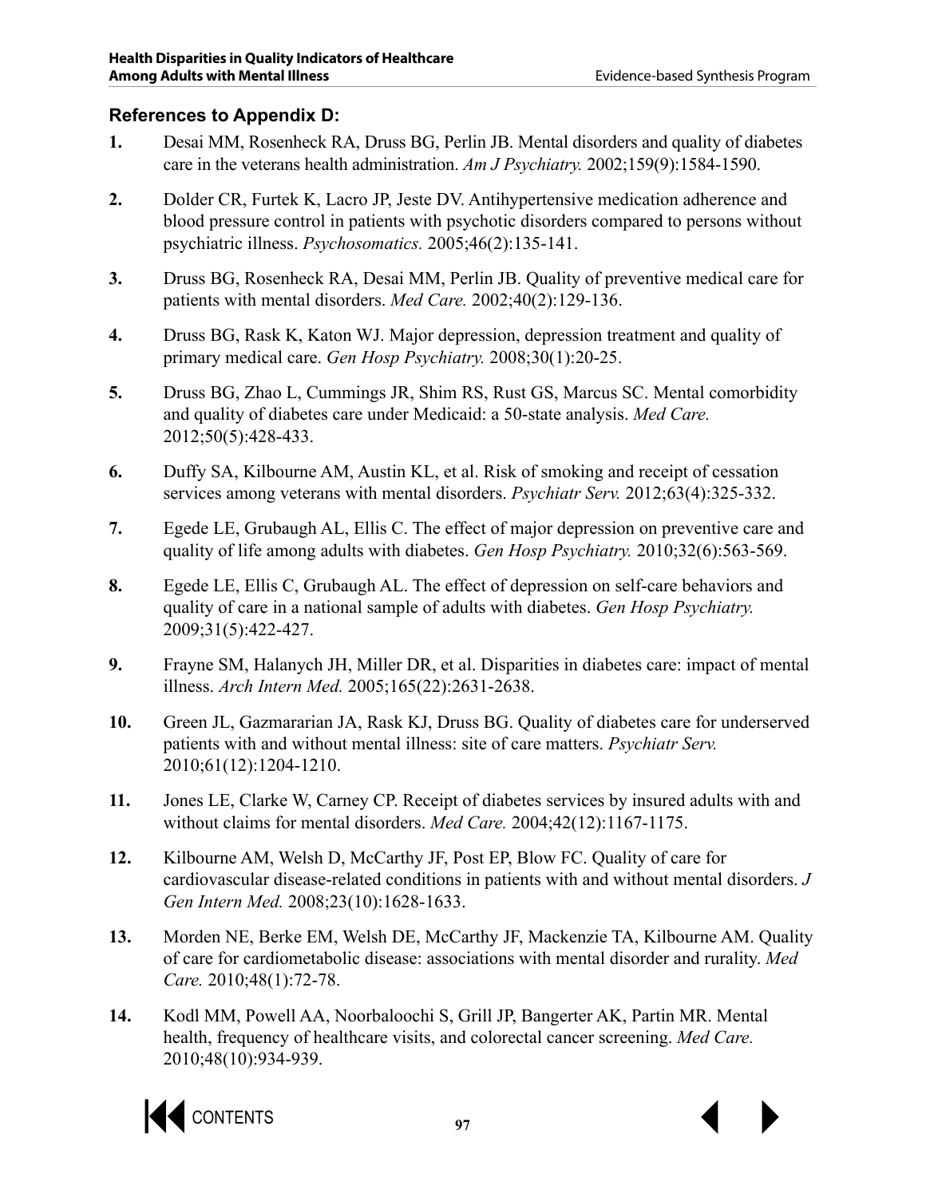### References to Appendix D:

1. Desai MM, Rosenheck RA, Druss BG, Perlin JB. Mental disorders and quality of diabetes care in the veterans health administration. *Am J Psychiatry.* 2002;159(9):1584-1590.

2. Dolder CR, Furtek K, Lacro JP, Jeste DV. Antihypertensive medication adherence and blood pressure control in patients with psychotic disorders compared to persons without psychiatric illness. *Psychosomatics.* 2005;46(2):135-141.

3. Druss BG, Rosenheck RA, Desai MM, Perlin JB. Quality of preventive medical care for patients with mental disorders. *Med Care.* 2002;40(2):129-136.

4. Druss BG, Rask K, Katon WJ. Major depression, depression treatment and quality of primary medical care. *Gen Hosp Psychiatry.* 2008;30(1):20-25.

5. Druss BG, Zhao L, Cummings JR, Shim RS, Rust GS, Marcus SC. Mental comorbidity and quality of diabetes care under Medicaid: a 50-state analysis. *Med Care.* 2012;50(5):428-433.

6. Duffy SA, Kilbourne AM, Austin KL, et al. Risk of smoking and receipt of cessation services among veterans with mental disorders. *Psychiatr Serv.* 2012;63(4):325-332.

7. Egede LE, Grubaugh AL, Ellis C. The effect of major depression on preventive care and quality of life among adults with diabetes. *Gen Hosp Psychiatry.* 2010;32(6):563-569.

8. Egede LE, Ellis C, Grubaugh AL. The effect of depression on self-care behaviors and quality of care in a national sample of adults with diabetes. *Gen Hosp Psychiatry.* 2009;31(5):422-427.

9. Frayne SM, Halanych JH, Miller DR, et al. Disparities in diabetes care: impact of mental illness. *Arch Intern Med.* 2005;165(22):2631-2638.

10. Green JL, Gazmararian JA, Rask KJ, Druss BG. Quality of diabetes care for underserved patients with and without mental illness: site of care matters. *Psychiatr Serv.* 2010;61(12):1204-1210.

11. Jones LE, Clarke W, Carney CP. Receipt of diabetes services by insured adults with and without claims for mental disorders. *Med Care.* 2004;42(12):1167-1175.

12. Kilbourne AM, Welsh D, McCarthy JF, Post EP, Blow FC. Quality of care for cardiovascular disease-related conditions in patients with and without mental disorders. *J Gen Intern Med.* 2008;23(10):1628-1633.

13. Morden NE, Berke EM, Welsh DE, McCarthy JF, Mackenzie TA, Kilbourne AM. Quality of care for cardiometabolic disease: associations with mental disorder and rurality. *Med Care.* 2010;48(1):72-78.

14. Kodl MM, Powell AA, Noorbaloochi S, Grill JP, Bangerter AK, Partin MR. Mental health, frequency of healthcare visits, and colorectal cancer screening. *Med Care.* 2010;48(10):934-939.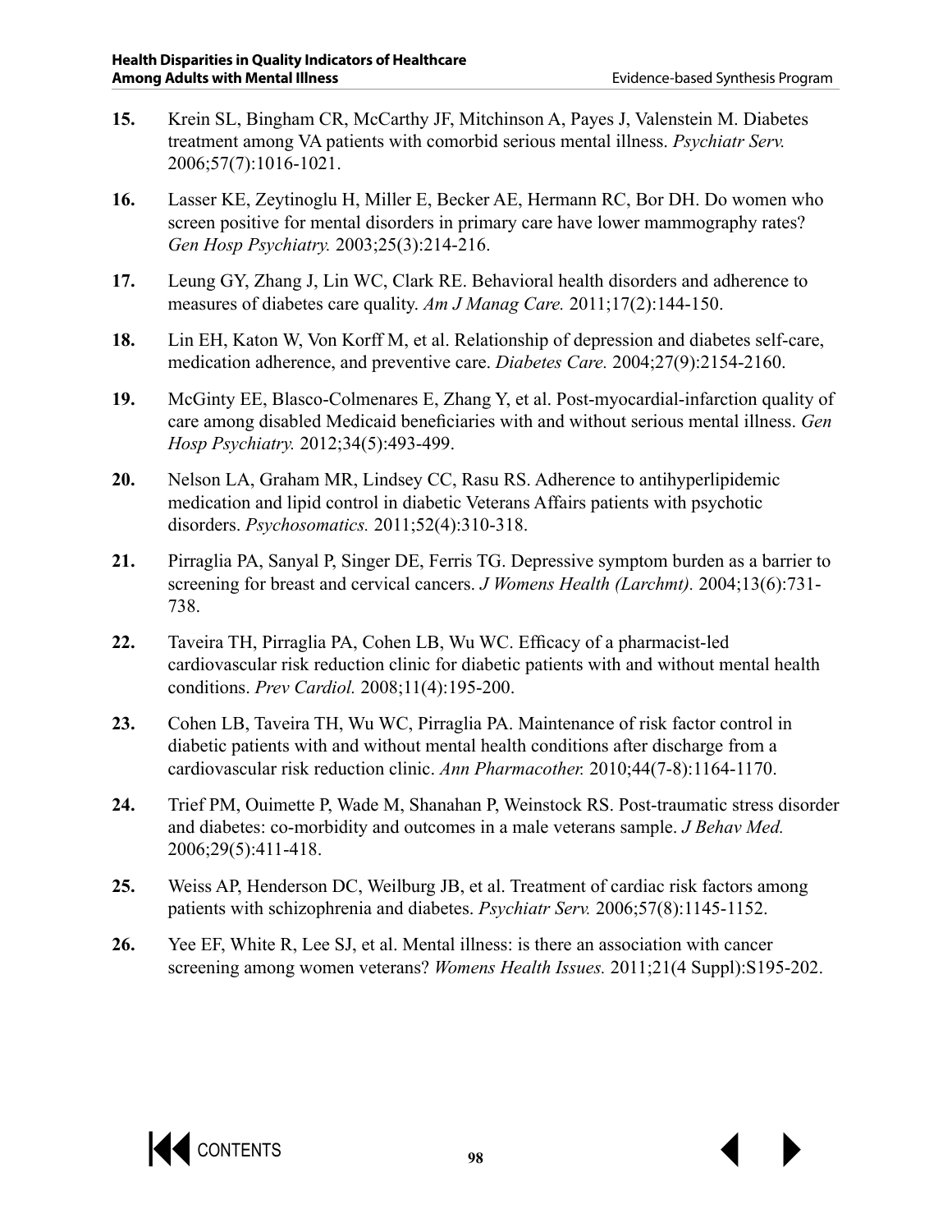15. Krein SL, Bingham CR, McCarthy JF, Mitchinson A, Payes J, Valenstein M. Diabetes treatment among VA patients with comorbid serious mental illness. *Psychiatr Serv.* 2006;57(7):1016-1021.

16. Lasser KE, Zeytinoglu H, Miller E, Becker AE, Hermann RC, Bor DH. Do women who screen positive for mental disorders in primary care have lower mammography rates? *Gen Hosp Psychiatry.* 2003;25(3):214-216.

17. Leung GY, Zhang J, Lin WC, Clark RE. Behavioral health disorders and adherence to measures of diabetes care quality. *Am J Manag Care.* 2011;17(2):144-150.

18. Lin EH, Katon W, Von Korff M, et al. Relationship of depression and diabetes self-care, medication adherence, and preventive care. *Diabetes Care.* 2004;27(9):2154-2160.

19. McGinty EE, Blasco-Colmenares E, Zhang Y, et al. Post-myocardial-infarction quality of care among disabled Medicaid beneficiaries with and without serious mental illness. *Gen Hosp Psychiatry.* 2012;34(5):493-499.

20. Nelson LA, Graham MR, Lindsey CC, Rasu RS. Adherence to antihyperlipidemic medication and lipid control in diabetic Veterans Affairs patients with psychotic disorders. *Psychosomatics.* 2011;52(4):310-318.

21. Pirraglia PA, Sanyal P, Singer DE, Ferris TG. Depressive symptom burden as a barrier to screening for breast and cervical cancers. *J Womens Health (Larchmt).* 2004;13(6):731-738.

22. Taveira TH, Pirraglia PA, Cohen LB, Wu WC. Efficacy of a pharmacist-led cardiovascular risk reduction clinic for diabetic patients with and without mental health conditions. *Prev Cardiol.* 2008;11(4):195-200.

23. Cohen LB, Taveira TH, Wu WC, Pirraglia PA. Maintenance of risk factor control in diabetic patients with and without mental health conditions after discharge from a cardiovascular risk reduction clinic. *Ann Pharmacother.* 2010;44(7-8):1164-1170.

24. Trief PM, Ouimette P, Wade M, Shanahan P, Weinstock RS. Post-traumatic stress disorder and diabetes: co-morbidity and outcomes in a male veterans sample. *J Behav Med.* 2006;29(5):411-418.

25. Weiss AP, Henderson DC, Weilburg JB, et al. Treatment of cardiac risk factors among patients with schizophrenia and diabetes. *Psychiatr Serv.* 2006;57(8):1145-1152.

26. Yee EF, White R, Lee SJ, et al. Mental illness: is there an association with cancer screening among women veterans? *Womens Health Issues.* 2011;21(4 Suppl):S195-202.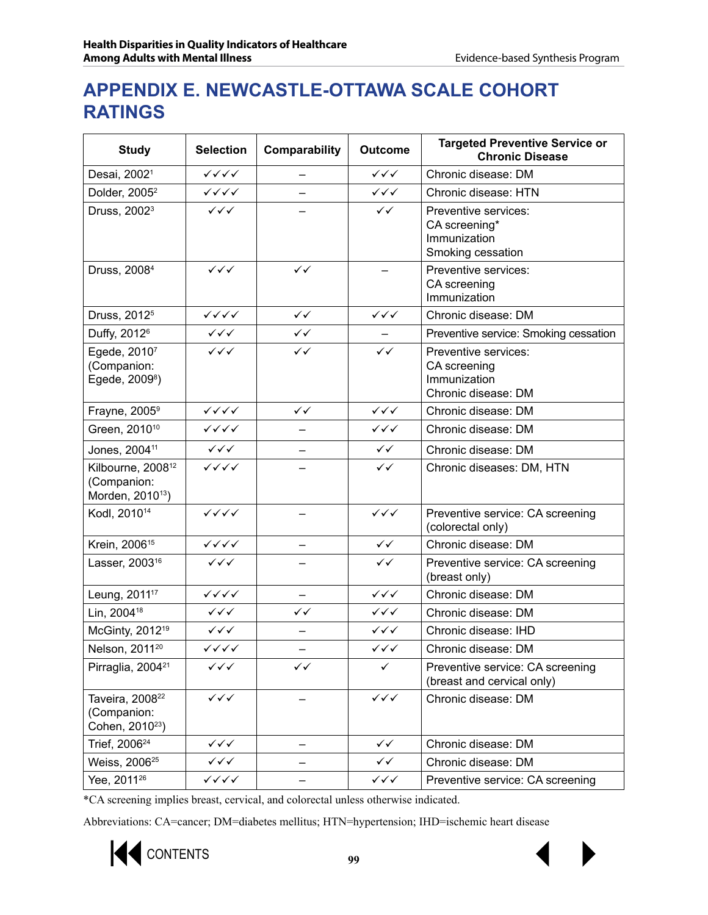# APPENDIX E. NEWCASTLE-OTTAWA SCALE COHORT RATINGS

| Study | Selection | Comparability | Outcome | Targeted Preventive Service or Chronic Disease |
|---|---|---|---|---|
| Desai, 2002[1] | ✓✓✓✓ | – | ✓✓✓ | Chronic disease: DM |
| Dolder, 2005[2] | ✓✓✓✓ | – | ✓✓✓ | Chronic disease: HTN |
| Druss, 2002[3] | ✓✓✓ | – | ✓✓ | Preventive services:<br>CA screening*<br>Immunization<br>Smoking cessation |
| Druss, 2008[4] | ✓✓✓ | ✓✓ | – | Preventive services:<br>CA screening<br>Immunization |
| Druss, 2012[5] | ✓✓✓✓ | ✓✓ | ✓✓✓ | Chronic disease: DM |
| Duffy, 2012[6] | ✓✓✓ | ✓✓ | – | Preventive service: Smoking cessation |
| Egede, 2010[7] (Companion: Egede, 2009[8]) | ✓✓✓ | ✓✓ | ✓✓ | Preventive services:<br>CA screening<br>Immunization<br>Chronic disease: DM |
| Frayne, 2005[9] | ✓✓✓✓ | ✓✓ | ✓✓✓ | Chronic disease: DM |
| Green, 2010[10] | ✓✓✓✓ | – | ✓✓✓ | Chronic disease: DM |
| Jones, 2004[11] | ✓✓✓ | – | ✓✓ | Chronic disease: DM |
| Kilbourne, 2008[12] (Companion: Morden, 2010[13]) | ✓✓✓✓ | – | ✓✓ | Chronic diseases: DM, HTN |
| Kodl, 2010[14] | ✓✓✓✓ | – | ✓✓✓ | Preventive service: CA screening (colorectal only) |
| Krein, 2006[15] | ✓✓✓✓ | – | ✓✓ | Chronic disease: DM |
| Lasser, 2003[16] | ✓✓✓ | – | ✓✓ | Preventive service: CA screening (breast only) |
| Leung, 2011[17] | ✓✓✓✓ | – | ✓✓✓ | Chronic disease: DM |
| Lin, 2004[18] | ✓✓✓ | ✓✓ | ✓✓✓ | Chronic disease: DM |
| McGinty, 2012[19] | ✓✓✓ | – | ✓✓✓ | Chronic disease: IHD |
| Nelson, 2011[20] | ✓✓✓✓ | – | ✓✓✓ | Chronic disease: DM |
| Pirraglia, 2004[21] | ✓✓✓ | ✓✓ | ✓ | Preventive service: CA screening (breast and cervical only) |
| Taveira, 2008[22] (Companion: Cohen, 2010[23]) | ✓✓✓ | – | ✓✓✓ | Chronic disease: DM |
| Trief, 2006[24] | ✓✓✓ | – | ✓✓ | Chronic disease: DM |
| Weiss, 2006[25] | ✓✓✓ | – | ✓✓ | Chronic disease: DM |
| Yee, 2011[26] | ✓✓✓✓ | – | ✓✓✓ | Preventive service: CA screening |

*CA screening implies breast, cervical, and colorectal unless otherwise indicated.

Abbreviations: CA=cancer; DM=diabetes mellitus; HTN=hypertension; IHD=ischemic heart disease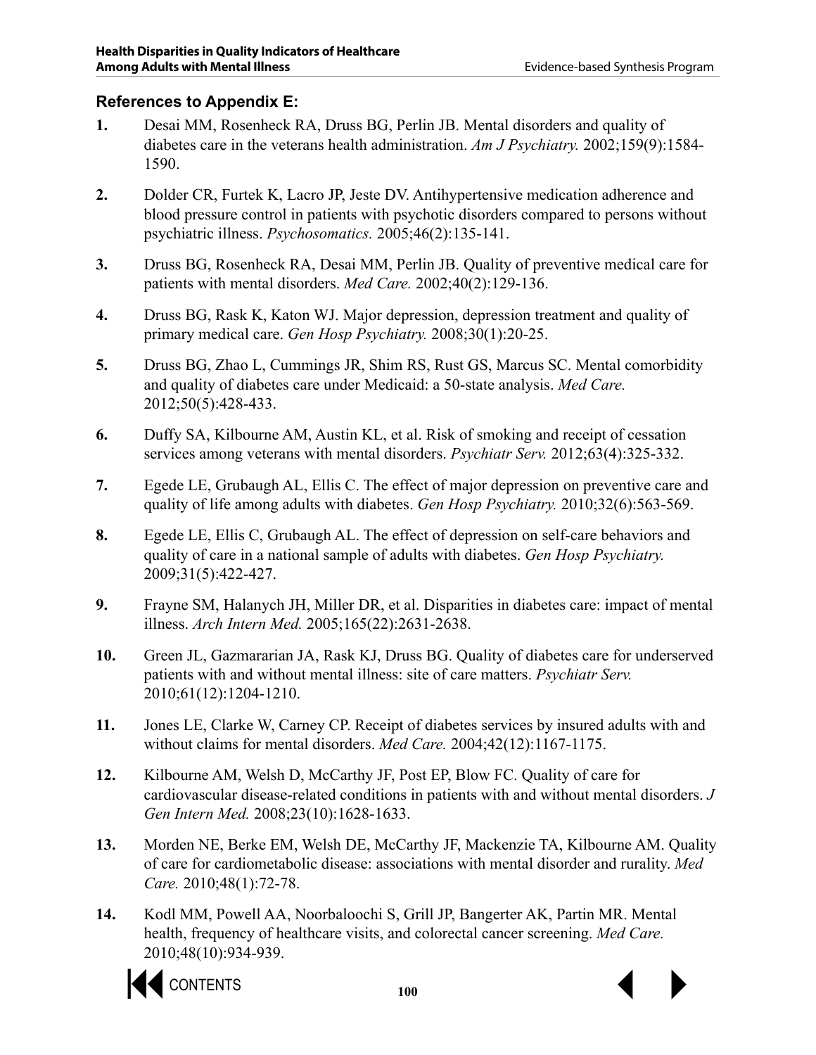### References to Appendix E:

1. Desai MM, Rosenheck RA, Druss BG, Perlin JB. Mental disorders and quality of diabetes care in the veterans health administration. *Am J Psychiatry.* 2002;159(9):1584-1590.

2. Dolder CR, Furtek K, Lacro JP, Jeste DV. Antihypertensive medication adherence and blood pressure control in patients with psychotic disorders compared to persons without psychiatric illness. *Psychosomatics.* 2005;46(2):135-141.

3. Druss BG, Rosenheck RA, Desai MM, Perlin JB. Quality of preventive medical care for patients with mental disorders. *Med Care.* 2002;40(2):129-136.

4. Druss BG, Rask K, Katon WJ. Major depression, depression treatment and quality of primary medical care. *Gen Hosp Psychiatry.* 2008;30(1):20-25.

5. Druss BG, Zhao L, Cummings JR, Shim RS, Rust GS, Marcus SC. Mental comorbidity and quality of diabetes care under Medicaid: a 50-state analysis. *Med Care.* 2012;50(5):428-433.

6. Duffy SA, Kilbourne AM, Austin KL, et al. Risk of smoking and receipt of cessation services among veterans with mental disorders. *Psychiatr Serv.* 2012;63(4):325-332.

7. Egede LE, Grubaugh AL, Ellis C. The effect of major depression on preventive care and quality of life among adults with diabetes. *Gen Hosp Psychiatry.* 2010;32(6):563-569.

8. Egede LE, Ellis C, Grubaugh AL. The effect of depression on self-care behaviors and quality of care in a national sample of adults with diabetes. *Gen Hosp Psychiatry.* 2009;31(5):422-427.

9. Frayne SM, Halanych JH, Miller DR, et al. Disparities in diabetes care: impact of mental illness. *Arch Intern Med.* 2005;165(22):2631-2638.

10. Green JL, Gazmararian JA, Rask KJ, Druss BG. Quality of diabetes care for underserved patients with and without mental illness: site of care matters. *Psychiatr Serv.* 2010;61(12):1204-1210.

11. Jones LE, Clarke W, Carney CP. Receipt of diabetes services by insured adults with and without claims for mental disorders. *Med Care.* 2004;42(12):1167-1175.

12. Kilbourne AM, Welsh D, McCarthy JF, Post EP, Blow FC. Quality of care for cardiovascular disease-related conditions in patients with and without mental disorders. *J Gen Intern Med.* 2008;23(10):1628-1633.

13. Morden NE, Berke EM, Welsh DE, McCarthy JF, Mackenzie TA, Kilbourne AM. Quality of care for cardiometabolic disease: associations with mental disorder and rurality. *Med Care.* 2010;48(1):72-78.

14. Kodl MM, Powell AA, Noorbaloochi S, Grill JP, Bangerter AK, Partin MR. Mental health, frequency of healthcare visits, and colorectal cancer screening. *Med Care.* 2010;48(10):934-939.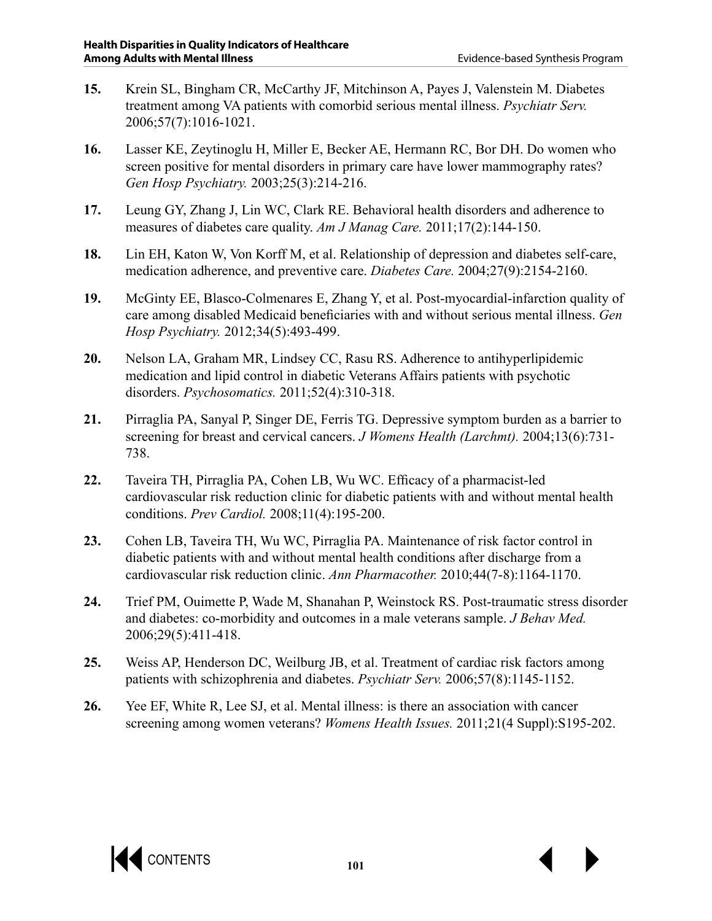15. Krein SL, Bingham CR, McCarthy JF, Mitchinson A, Payes J, Valenstein M. Diabetes treatment among VA patients with comorbid serious mental illness. *Psychiatr Serv.* 2006;57(7):1016-1021.

16. Lasser KE, Zeytinoglu H, Miller E, Becker AE, Hermann RC, Bor DH. Do women who screen positive for mental disorders in primary care have lower mammography rates? *Gen Hosp Psychiatry.* 2003;25(3):214-216.

17. Leung GY, Zhang J, Lin WC, Clark RE. Behavioral health disorders and adherence to measures of diabetes care quality. *Am J Manag Care.* 2011;17(2):144-150.

18. Lin EH, Katon W, Von Korff M, et al. Relationship of depression and diabetes self-care, medication adherence, and preventive care. *Diabetes Care.* 2004;27(9):2154-2160.

19. McGinty EE, Blasco-Colmenares E, Zhang Y, et al. Post-myocardial-infarction quality of care among disabled Medicaid beneficiaries with and without serious mental illness. *Gen Hosp Psychiatry.* 2012;34(5):493-499.

20. Nelson LA, Graham MR, Lindsey CC, Rasu RS. Adherence to antihyperlipidemic medication and lipid control in diabetic Veterans Affairs patients with psychotic disorders. *Psychosomatics.* 2011;52(4):310-318.

21. Pirraglia PA, Sanyal P, Singer DE, Ferris TG. Depressive symptom burden as a barrier to screening for breast and cervical cancers. *J Womens Health (Larchmt).* 2004;13(6):731-738.

22. Taveira TH, Pirraglia PA, Cohen LB, Wu WC. Efficacy of a pharmacist-led cardiovascular risk reduction clinic for diabetic patients with and without mental health conditions. *Prev Cardiol.* 2008;11(4):195-200.

23. Cohen LB, Taveira TH, Wu WC, Pirraglia PA. Maintenance of risk factor control in diabetic patients with and without mental health conditions after discharge from a cardiovascular risk reduction clinic. *Ann Pharmacother.* 2010;44(7-8):1164-1170.

24. Trief PM, Ouimette P, Wade M, Shanahan P, Weinstock RS. Post-traumatic stress disorder and diabetes: co-morbidity and outcomes in a male veterans sample. *J Behav Med.* 2006;29(5):411-418.

25. Weiss AP, Henderson DC, Weilburg JB, et al. Treatment of cardiac risk factors among patients with schizophrenia and diabetes. *Psychiatr Serv.* 2006;57(8):1145-1152.

26. Yee EF, White R, Lee SJ, et al. Mental illness: is there an association with cancer screening among women veterans? *Womens Health Issues.* 2011;21(4 Suppl):S195-202.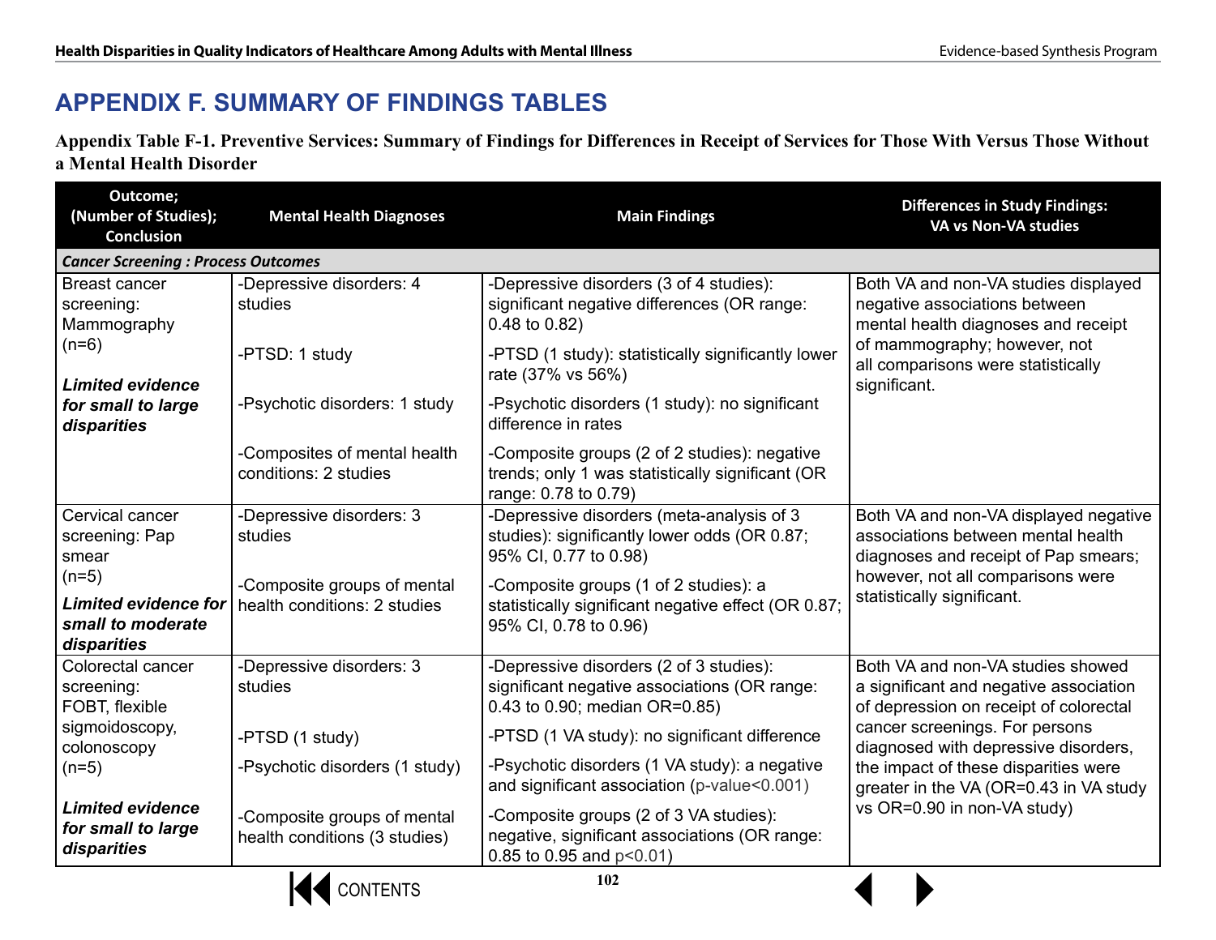# APPENDIX F. SUMMARY OF FINDINGS TABLES

**Appendix Table F-1. Preventive Services: Summary of Findings for Differences in Receipt of Services for Those With Versus Those Without a Mental Health Disorder**

| Outcome; (Number of Studies); Conclusion | Mental Health Diagnoses | Main Findings | Differences in Study Findings: VA vs Non-VA studies |
|---|---|---|---|
| ***Cancer Screening : Process Outcomes*** | | | |
| Breast cancer screening: Mammography (n=6)<br><br>***Limited evidence for small to large disparities*** | -Depressive disorders: 4 studies<br><br>-PTSD: 1 study<br><br>-Psychotic disorders: 1 study<br><br>-Composites of mental health conditions: 2 studies | -Depressive disorders (3 of 4 studies): significant negative differences (OR range: 0.48 to 0.82)<br><br>-PTSD (1 study): statistically significantly lower rate (37% vs 56%)<br><br>-Psychotic disorders (1 study): no significant difference in rates<br><br>-Composite groups (2 of 2 studies): negative trends; only 1 was statistically significant (OR range: 0.78 to 0.79) | Both VA and non-VA studies displayed negative associations between mental health diagnoses and receipt of mammography; however, not all comparisons were statistically significant. |
| Cervical cancer screening: Pap smear (n=5)<br><br>***Limited evidence for small to moderate disparities*** | -Depressive disorders: 3 studies<br><br>-Composite groups of mental health conditions: 2 studies | -Depressive disorders (meta-analysis of 3 studies): significantly lower odds (OR 0.87; 95% CI, 0.77 to 0.98)<br><br>-Composite groups (1 of 2 studies): a statistically significant negative effect (OR 0.87; 95% CI, 0.78 to 0.96) | Both VA and non-VA displayed negative associations between mental health diagnoses and receipt of Pap smears; however, not all comparisons were statistically significant. |
| Colorectal cancer screening: FOBT, flexible sigmoidoscopy, colonoscopy (n=5)<br><br>***Limited evidence for small to large disparities*** | -Depressive disorders: 3 studies<br><br>-PTSD (1 study)<br><br>-Psychotic disorders (1 study)<br><br>-Composite groups of mental health conditions (3 studies) | -Depressive disorders (2 of 3 studies): significant negative associations (OR range: 0.43 to 0.90; median OR=0.85)<br><br>-PTSD (1 VA study): no significant difference<br><br>-Psychotic disorders (1 VA study): a negative and significant association (p-value<0.001)<br><br>-Composite groups (2 of 3 VA studies): negative, significant associations (OR range: 0.85 to 0.95 and p<0.01) | Both VA and non-VA studies showed a significant and negative association of depression on receipt of colorectal cancer screenings. For persons diagnosed with depressive disorders, the impact of these disparities were greater in the VA (OR=0.43 in VA study vs OR=0.90 in non-VA study) |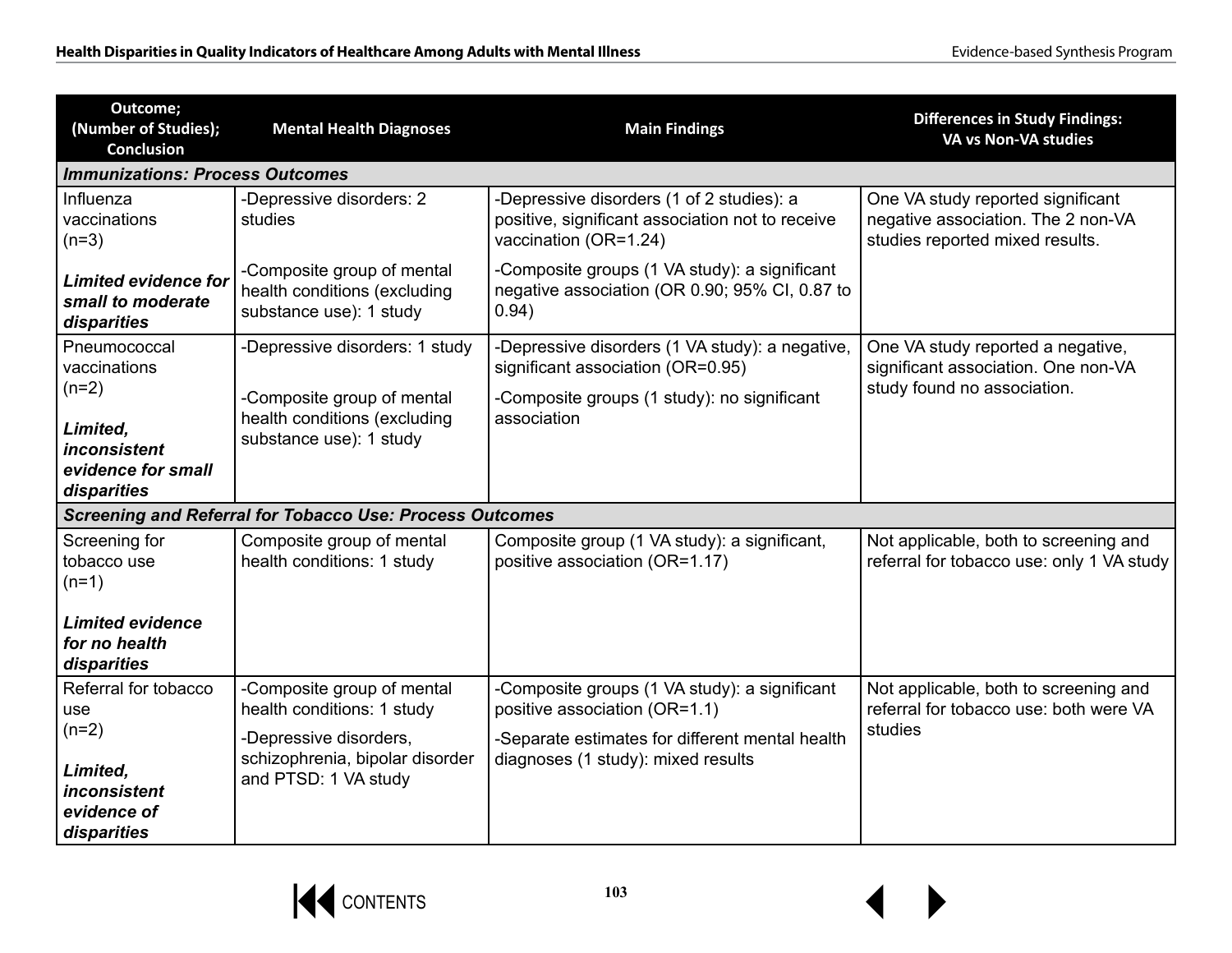| Outcome; (Number of Studies); Conclusion | Mental Health Diagnoses | Main Findings | Differences in Study Findings: VA vs Non-VA studies |
|---|---|---|---|
| ***Immunizations: Process Outcomes*** | | | |
| Influenza vaccinations (n=3)<br><br>***Limited evidence for small to moderate disparities*** | -Depressive disorders: 2 studies<br><br>-Composite group of mental health conditions (excluding substance use): 1 study | -Depressive disorders (1 of 2 studies): a positive, significant association not to receive vaccination (OR=1.24)<br><br>-Composite groups (1 VA study): a significant negative association (OR 0.90; 95% CI, 0.87 to 0.94) | One VA study reported significant negative association. The 2 non-VA studies reported mixed results. |
| Pneumococcal vaccinations (n=2)<br><br>***Limited, inconsistent evidence for small disparities*** | -Depressive disorders: 1 study<br><br>-Composite group of mental health conditions (excluding substance use): 1 study | -Depressive disorders (1 VA study): a negative, significant association (OR=0.95)<br><br>-Composite groups (1 study): no significant association | One VA study reported a negative, significant association. One non-VA study found no association. |
| ***Screening and Referral for Tobacco Use: Process Outcomes*** | | | |
| Screening for tobacco use (n=1)<br><br>***Limited evidence for no health disparities*** | Composite group of mental health conditions: 1 study | Composite group (1 VA study): a significant, positive association (OR=1.17) | Not applicable, both to screening and referral for tobacco use: only 1 VA study |
| Referral for tobacco use (n=2)<br><br>***Limited, inconsistent evidence of disparities*** | -Composite group of mental health conditions: 1 study<br><br>-Depressive disorders, schizophrenia, bipolar disorder and PTSD: 1 VA study | -Composite groups (1 VA study): a significant positive association (OR=1.1)<br><br>-Separate estimates for different mental health diagnoses (1 study): mixed results | Not applicable, both to screening and referral for tobacco use: both were VA studies |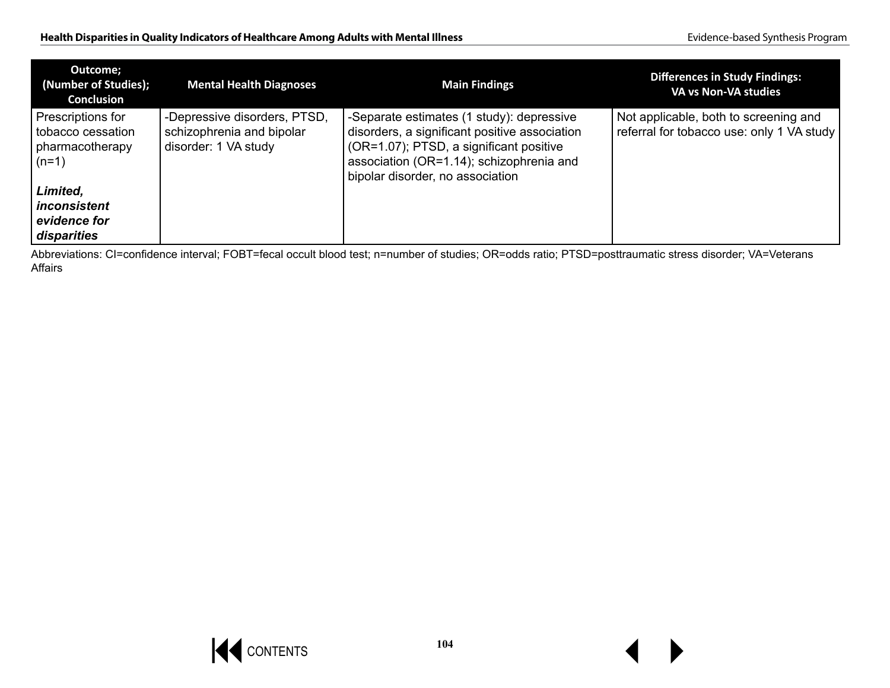| Outcome; (Number of Studies); Conclusion | Mental Health Diagnoses | Main Findings | Differences in Study Findings: VA vs Non-VA studies |
|---|---|---|---|
| Prescriptions for tobacco cessation pharmacotherapy (n=1)<br><br>***Limited, inconsistent evidence for disparities*** | -Depressive disorders, PTSD, schizophrenia and bipolar disorder: 1 VA study | -Separate estimates (1 study): depressive disorders, a significant positive association (OR=1.07); PTSD, a significant positive association (OR=1.14); schizophrenia and bipolar disorder, no association | Not applicable, both to screening and referral for tobacco use: only 1 VA study |

Abbreviations: CI=confidence interval; FOBT=fecal occult blood test; n=number of studies; OR=odds ratio; PTSD=posttraumatic stress disorder; VA=Veterans Affairs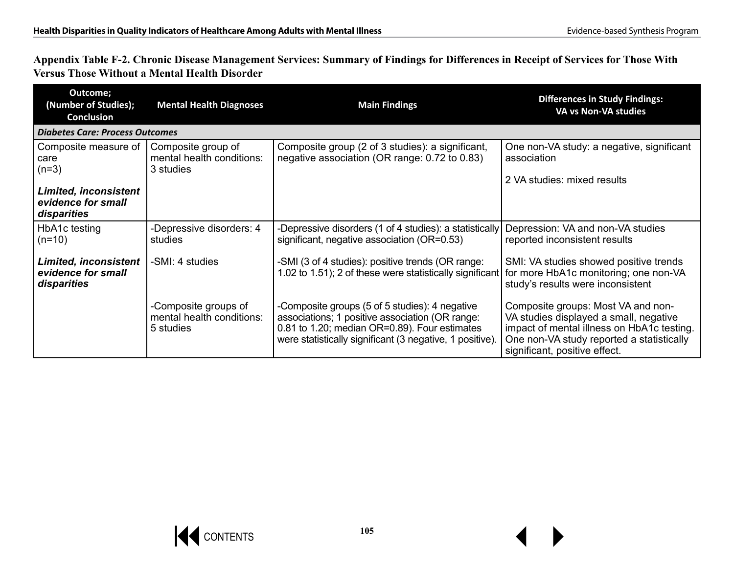**Appendix Table F-2. Chronic Disease Management Services: Summary of Findings for Differences in Receipt of Services for Those With Versus Those Without a Mental Health Disorder**

| Outcome; (Number of Studies); Conclusion | Mental Health Diagnoses | Main Findings | Differences in Study Findings: VA vs Non-VA studies |
|---|---|---|---|
| ***Diabetes Care: Process Outcomes*** | | | |
| Composite measure of care (n=3) ***Limited, inconsistent evidence for small disparities*** | Composite group of mental health conditions: 3 studies | Composite group (2 of 3 studies): a significant, negative association (OR range: 0.72 to 0.83) | One non-VA study: a negative, significant association<br><br>2 VA studies: mixed results |
| HbA1c testing (n=10) ***Limited, inconsistent evidence for small disparities*** | -Depressive disorders: 4 studies | -Depressive disorders (1 of 4 studies): a statistically significant, negative association (OR=0.53) | Depression: VA and non-VA studies reported inconsistent results |
| | -SMI: 4 studies | -SMI (3 of 4 studies): positive trends (OR range: 1.02 to 1.51); 2 of these were statistically significant | SMI: VA studies showed positive trends for more HbA1c monitoring; one non-VA study's results were inconsistent |
| | -Composite groups of mental health conditions: 5 studies | -Composite groups (5 of 5 studies): 4 negative associations; 1 positive association (OR range: 0.81 to 1.20; median OR=0.89). Four estimates were statistically significant (3 negative, 1 positive). | Composite groups: Most VA and non-VA studies displayed a small, negative impact of mental illness on HbA1c testing. One non-VA study reported a statistically significant, positive effect. |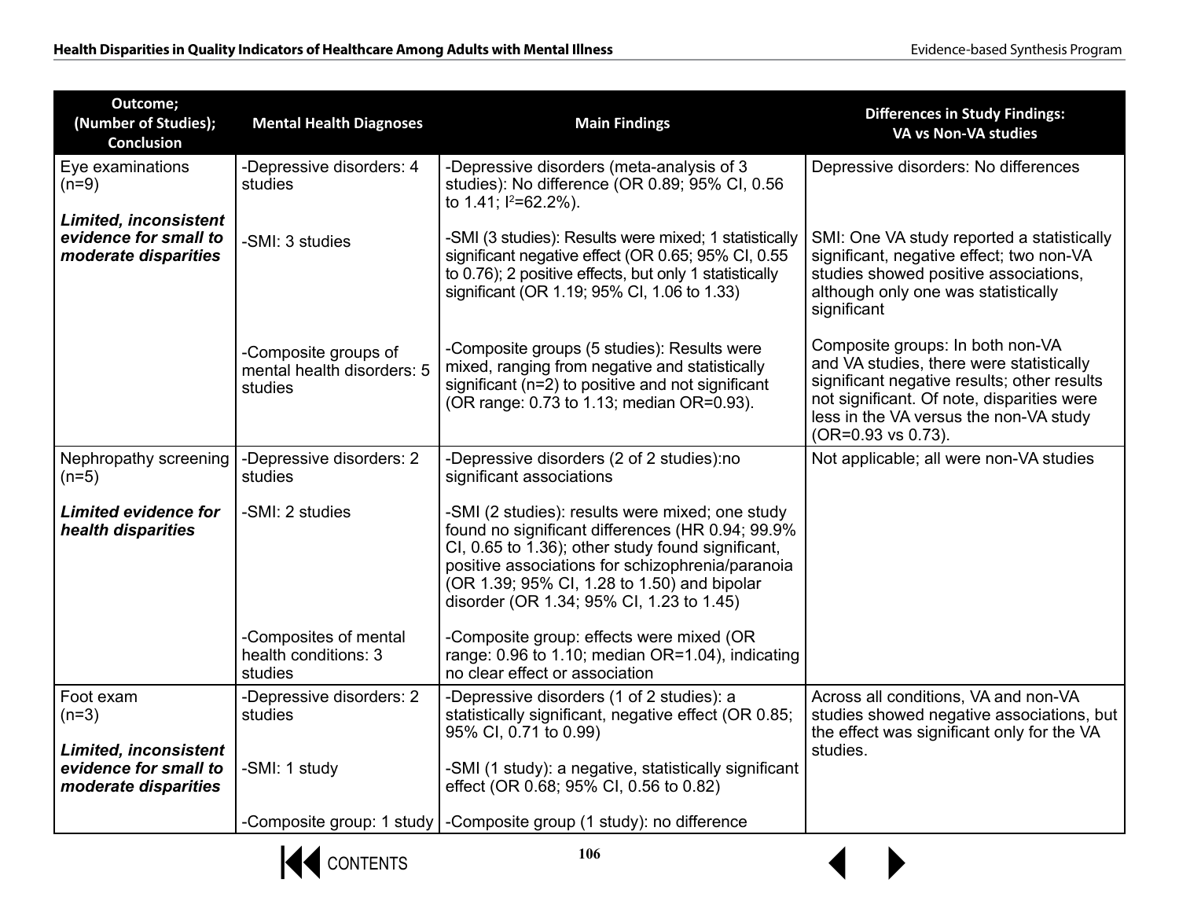| Outcome; (Number of Studies); Conclusion | Mental Health Diagnoses | Main Findings | Differences in Study Findings: VA vs Non-VA studies |
|---|---|---|---|
| Eye examinations (n=9)<br><br>***Limited, inconsistent evidence for small to moderate disparities*** | -Depressive disorders: 4 studies | -Depressive disorders (meta-analysis of 3 studies): No difference (OR 0.89; 95% CI, 0.56 to 1.41; $I^2$=62.2%). | Depressive disorders: No differences |
| | -SMI: 3 studies | -SMI (3 studies): Results were mixed; 1 statistically significant negative effect (OR 0.65; 95% CI, 0.55 to 0.76); 2 positive effects, but only 1 statistically significant (OR 1.19; 95% CI, 1.06 to 1.33) | SMI: One VA study reported a statistically significant, negative effect; two non-VA studies showed positive associations, although only one was statistically significant |
| | -Composite groups of mental health disorders: 5 studies | -Composite groups (5 studies): Results were mixed, ranging from negative and statistically significant (n=2) to positive and not significant (OR range: 0.73 to 1.13; median OR=0.93). | Composite groups: In both non-VA and VA studies, there were statistically significant negative results; other results not significant. Of note, disparities were less in the VA versus the non-VA study (OR=0.93 vs 0.73). |
| Nephropathy screening (n=5)<br><br>***Limited evidence for health disparities*** | -Depressive disorders: 2 studies | -Depressive disorders (2 of 2 studies):no significant associations | Not applicable; all were non-VA studies |
| | -SMI: 2 studies | -SMI (2 studies): results were mixed; one study found no significant differences (HR 0.94; 99.9% CI, 0.65 to 1.36); other study found significant, positive associations for schizophrenia/paranoia (OR 1.39; 95% CI, 1.28 to 1.50) and bipolar disorder (OR 1.34; 95% CI, 1.23 to 1.45) | |
| | -Composites of mental health conditions: 3 studies | -Composite group: effects were mixed (OR range: 0.96 to 1.10; median OR=1.04), indicating no clear effect or association | |
| Foot exam (n=3)<br><br>***Limited, inconsistent evidence for small to moderate disparities*** | -Depressive disorders: 2 studies | -Depressive disorders (1 of 2 studies): a statistically significant, negative effect (OR 0.85; 95% CI, 0.71 to 0.99) | Across all conditions, VA and non-VA studies showed negative associations, but the effect was significant only for the VA studies. |
| | -SMI: 1 study | -SMI (1 study): a negative, statistically significant effect (OR 0.68; 95% CI, 0.56 to 0.82) | |
| | -Composite group: 1 study | -Composite group (1 study): no difference | |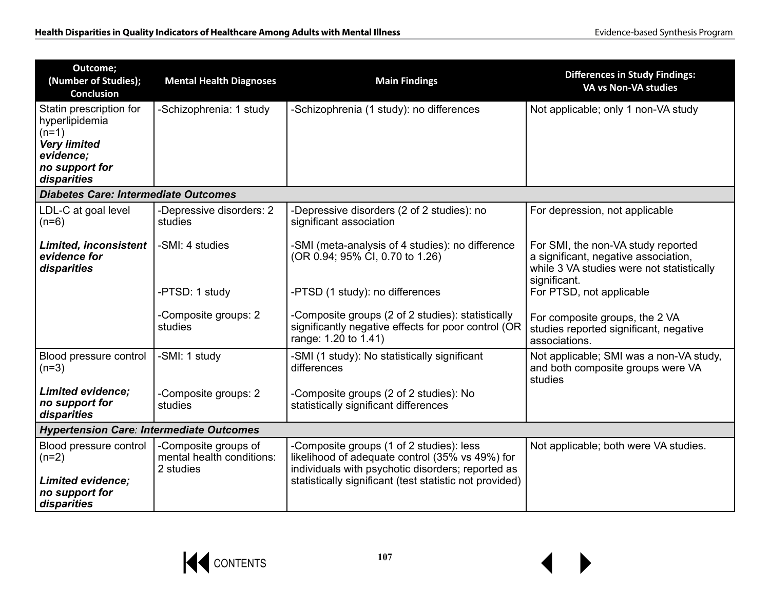| Outcome; (Number of Studies); Conclusion | Mental Health Diagnoses | Main Findings | Differences in Study Findings: VA vs Non-VA studies |
|---|---|---|---|
| Statin prescription for hyperlipidemia (n=1) ***Very limited evidence; no support for disparities*** | -Schizophrenia: 1 study | -Schizophrenia (1 study): no differences | Not applicable; only 1 non-VA study |
| ***Diabetes Care: Intermediate Outcomes*** | | | |
| LDL-C at goal level (n=6) ***Limited, inconsistent evidence for disparities*** | -Depressive disorders: 2 studies | -Depressive disorders (2 of 2 studies): no significant association | For depression, not applicable |
| | -SMI: 4 studies | -SMI (meta-analysis of 4 studies): no difference (OR 0.94; 95% CI, 0.70 to 1.26) | For SMI, the non-VA study reported a significant, negative association, while 3 VA studies were not statistically significant. |
| | -PTSD: 1 study | -PTSD (1 study): no differences | For PTSD, not applicable |
| | -Composite groups: 2 studies | -Composite groups (2 of 2 studies): statistically significantly negative effects for poor control (OR range: 1.20 to 1.41) | For composite groups, the 2 VA studies reported significant, negative associations. |
| Blood pressure control (n=3) ***Limited evidence; no support for disparities*** | -SMI: 1 study | -SMI (1 study): No statistically significant differences | Not applicable; SMI was a non-VA study, and both composite groups were VA studies |
| | -Composite groups: 2 studies | -Composite groups (2 of 2 studies): No statistically significant differences | |
| ***Hypertension Care: Intermediate Outcomes*** | | | |
| Blood pressure control (n=2) ***Limited evidence; no support for disparities*** | -Composite groups of mental health conditions: 2 studies | -Composite groups (1 of 2 studies): less likelihood of adequate control (35% vs 49%) for individuals with psychotic disorders; reported as statistically significant (test statistic not provided) | Not applicable; both were VA studies. |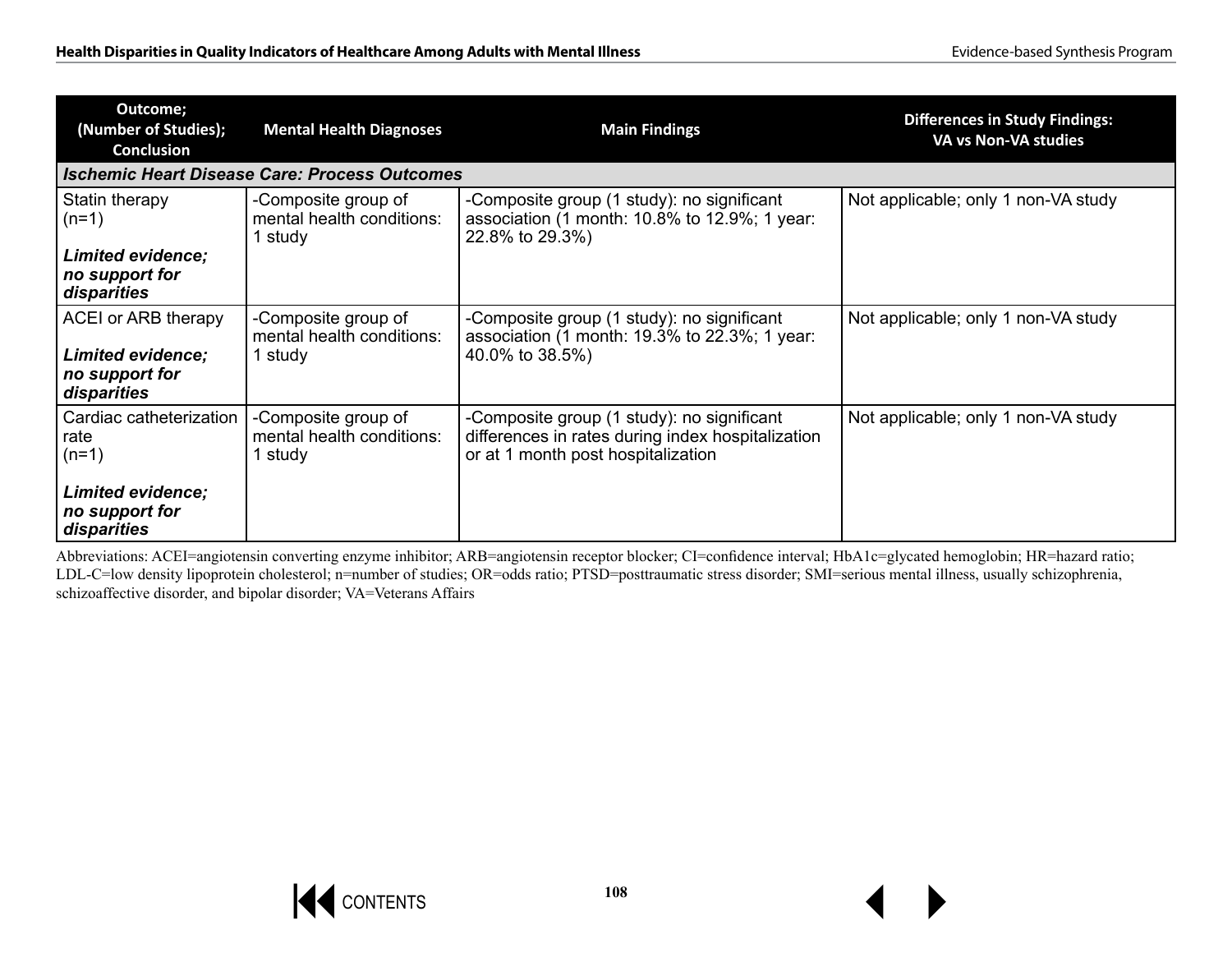| Outcome; (Number of Studies); Conclusion | Mental Health Diagnoses | Main Findings | Differences in Study Findings: VA vs Non-VA studies |
|---|---|---|---|
| ***Ischemic Heart Disease Care: Process Outcomes*** | | | |
| Statin therapy (n=1) ***Limited evidence; no support for disparities*** | -Composite group of mental health conditions: 1 study | -Composite group (1 study): no significant association (1 month: 10.8% to 12.9%; 1 year: 22.8% to 29.3%) | Not applicable; only 1 non-VA study |
| ACEI or ARB therapy ***Limited evidence; no support for disparities*** | -Composite group of mental health conditions: 1 study | -Composite group (1 study): no significant association (1 month: 19.3% to 22.3%; 1 year: 40.0% to 38.5%) | Not applicable; only 1 non-VA study |
| Cardiac catheterization rate (n=1) ***Limited evidence; no support for disparities*** | -Composite group of mental health conditions: 1 study | -Composite group (1 study): no significant differences in rates during index hospitalization or at 1 month post hospitalization | Not applicable; only 1 non-VA study |

Abbreviations: ACEI=angiotensin converting enzyme inhibitor; ARB=angiotensin receptor blocker; CI=confidence interval; HbA1c=glycated hemoglobin; HR=hazard ratio; LDL-C=low density lipoprotein cholesterol; n=number of studies; OR=odds ratio; PTSD=posttraumatic stress disorder; SMI=serious mental illness, usually schizophrenia, schizoaffective disorder, and bipolar disorder; VA=Veterans Affairs